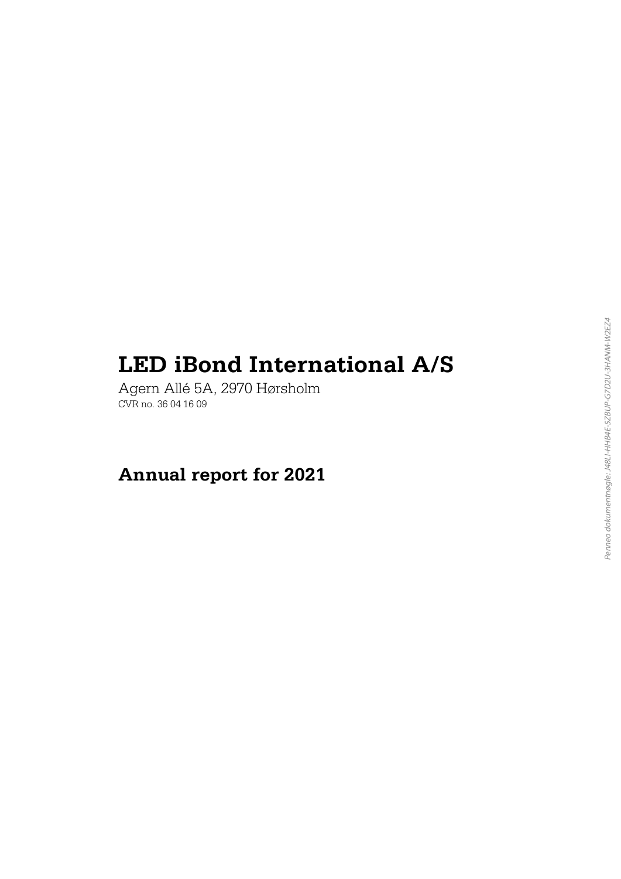# LED iBond International A/S

Agern Allé 5A, 2970 Hørsholm

CVR no. 36 04 16 09

## Annual report for 2021

*Penneo dokumentnøgle: J48LI-HHB4E-5ZBUP-G7D2U-3HANM-W2EZ4*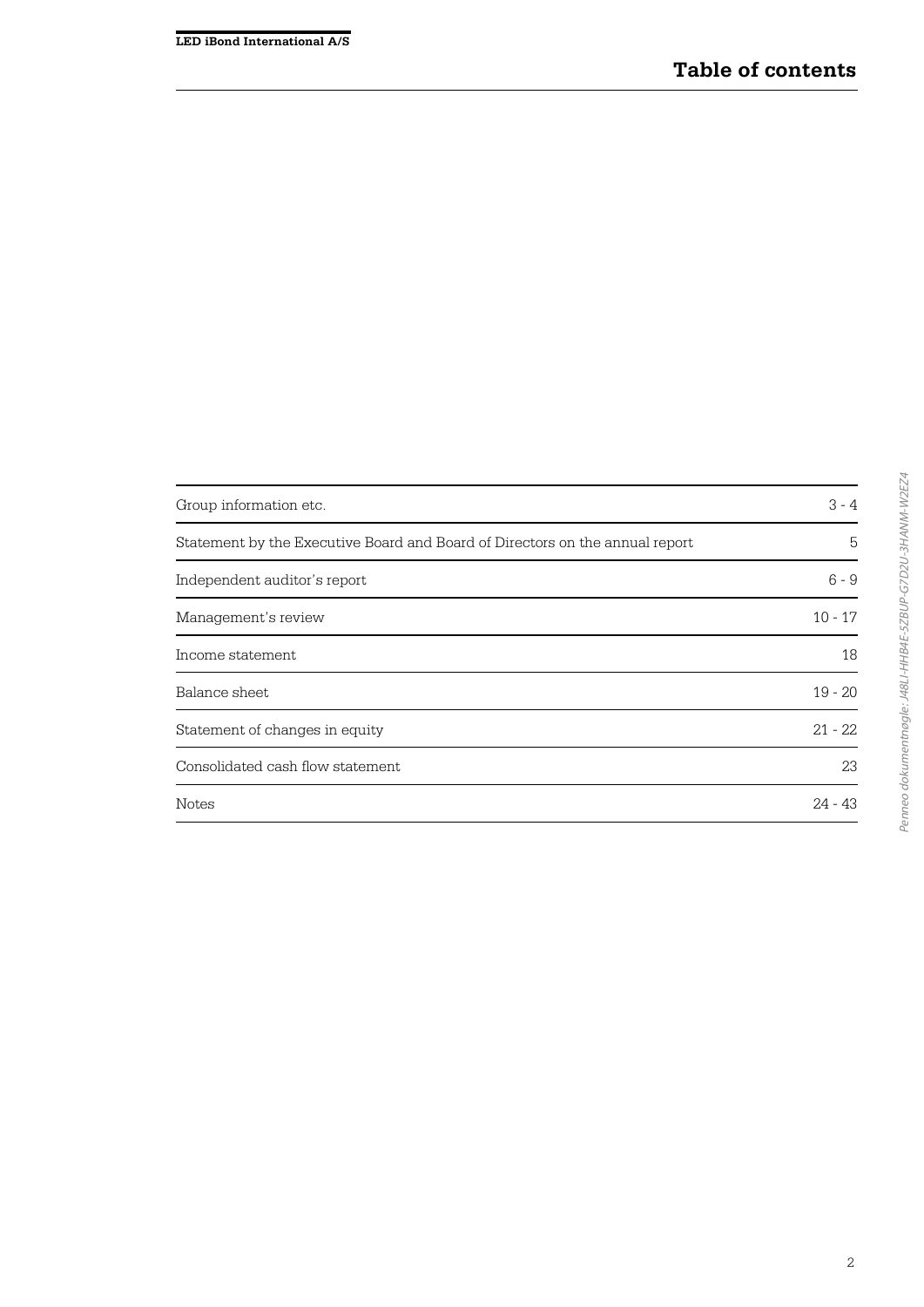# Table of contents

| | |
|---|---|
| Group information etc. | 3 - 4 |
| Statement by the Executive Board and Board of Directors on the annual report | 5 |
| Independent auditor's report | 6 - 9 |
| Management's review | 10 - 17 |
| Income statement | 18 |
| Balance sheet | 19 - 20 |
| Statement of changes in equity | 21 - 22 |
| Consolidated cash flow statement | 23 |
| Notes | 24 - 43 |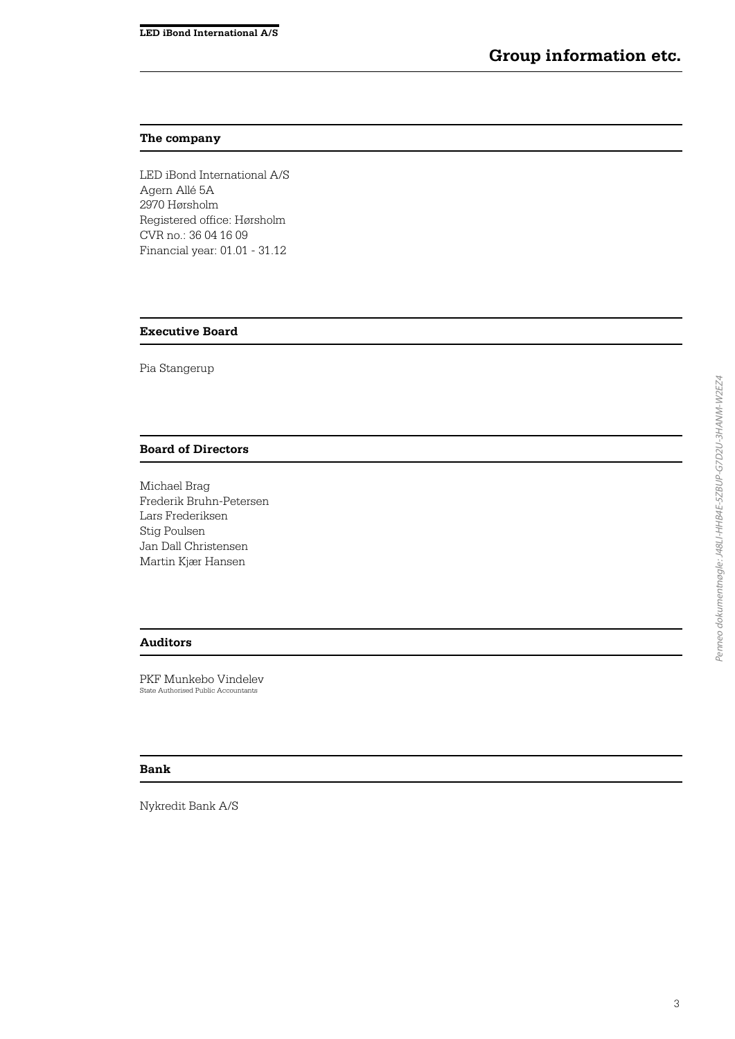# Group information etc.

## The company

LED iBond International A/S
Agern Allé 5A
2970 Hørsholm
Registered office: Hørsholm
CVR no.: 36 04 16 09
Financial year: 01.01 - 31.12

## Executive Board

Pia Stangerup

## Board of Directors

Michael Brag
Frederik Bruhn-Petersen
Lars Frederiksen
Stig Poulsen
Jan Dall Christensen
Martin Kjær Hansen

## Auditors

PKF Munkebo Vindelev
State Authorised Public Accountants

## Bank

Nykredit Bank A/S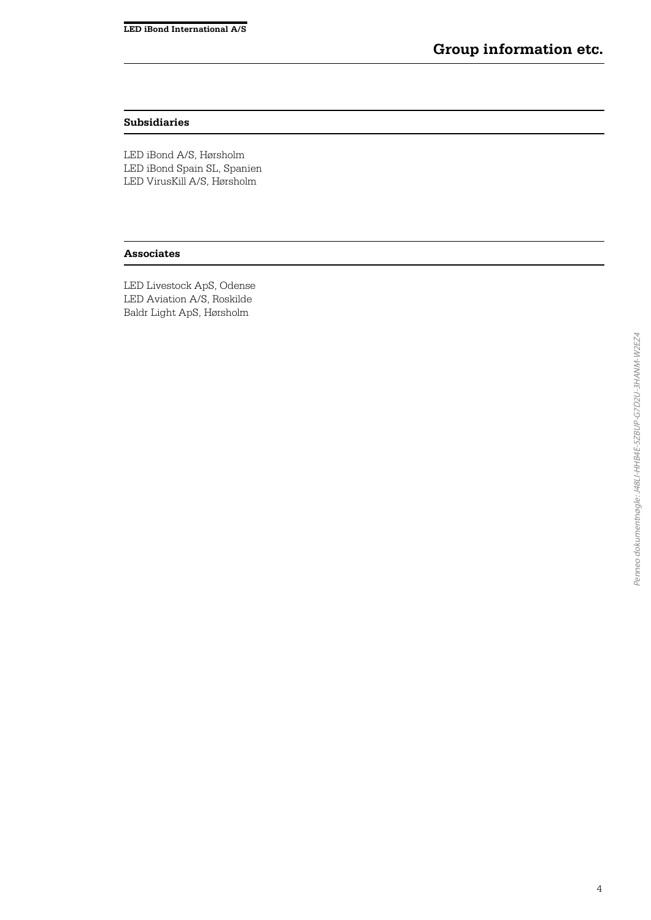# Group information etc.

## Subsidiaries

LED iBond A/S, Hørsholm
LED iBond Spain SL, Spanien
LED VirusKill A/S, Hørsholm

## Associates

LED Livestock ApS, Odense
LED Aviation A/S, Roskilde
Baldr Light ApS, Hørsholm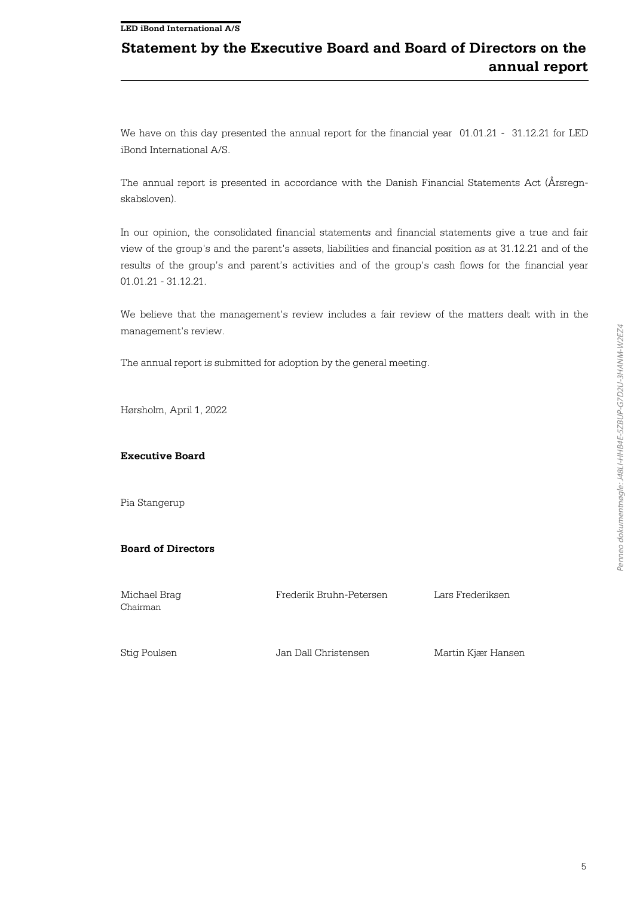# Statement by the Executive Board and Board of Directors on the annual report

We have on this day presented the annual report for the financial year 01.01.21 - 31.12.21 for LED iBond International A/S.

The annual report is presented in accordance with the Danish Financial Statements Act (Årsregnskabsloven).

In our opinion, the consolidated financial statements and financial statements give a true and fair view of the group's and the parent's assets, liabilities and financial position as at 31.12.21 and of the results of the group's and parent's activities and of the group's cash flows for the financial year 01.01.21 - 31.12.21.

We believe that the management's review includes a fair review of the matters dealt with in the management's review.

The annual report is submitted for adoption by the general meeting.

Hørsholm, April 1, 2022

**Executive Board**

Pia Stangerup

**Board of Directors**

| | | |
|---|---|---|
| Michael Brag<br>Chairman | Frederik Bruhn-Petersen | Lars Frederiksen |
| Stig Poulsen | Jan Dall Christensen | Martin Kjær Hansen |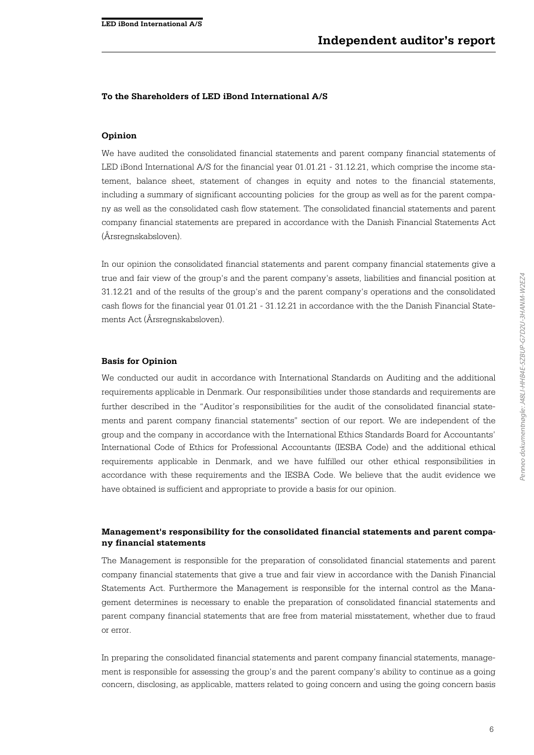# Independent auditor's report

**To the Shareholders of LED iBond International A/S**

## Opinion

We have audited the consolidated financial statements and parent company financial statements of LED iBond International A/S for the financial year 01.01.21 - 31.12.21, which comprise the income statement, balance sheet, statement of changes in equity and notes to the financial statements, including a summary of significant accounting policies for the group as well as for the parent company as well as the consolidated cash flow statement. The consolidated financial statements and parent company financial statements are prepared in accordance with the Danish Financial Statements Act (Årsregnskabsloven).

In our opinion the consolidated financial statements and parent company financial statements give a true and fair view of the group's and the parent company's assets, liabilities and financial position at 31.12.21 and of the results of the group's and the parent company's operations and the consolidated cash flows for the financial year 01.01.21 - 31.12.21 in accordance with the the Danish Financial Statements Act (Årsregnskabsloven).

## Basis for Opinion

We conducted our audit in accordance with International Standards on Auditing and the additional requirements applicable in Denmark. Our responsibilities under those standards and requirements are further described in the "Auditor's responsibilities for the audit of the consolidated financial statements and parent company financial statements" section of our report. We are independent of the group and the company in accordance with the International Ethics Standards Board for Accountants' International Code of Ethics for Professional Accountants (IESBA Code) and the additional ethical requirements applicable in Denmark, and we have fulfilled our other ethical responsibilities in accordance with these requirements and the IESBA Code. We believe that the audit evidence we have obtained is sufficient and appropriate to provide a basis for our opinion.

## Management's responsibility for the consolidated financial statements and parent company financial statements

The Management is responsible for the preparation of consolidated financial statements and parent company financial statements that give a true and fair view in accordance with the Danish Financial Statements Act. Furthermore the Management is responsible for the internal control as the Management determines is necessary to enable the preparation of consolidated financial statements and parent company financial statements that are free from material misstatement, whether due to fraud or error.

In preparing the consolidated financial statements and parent company financial statements, management is responsible for assessing the group's and the parent company's ability to continue as a going concern, disclosing, as applicable, matters related to going concern and using the going concern basis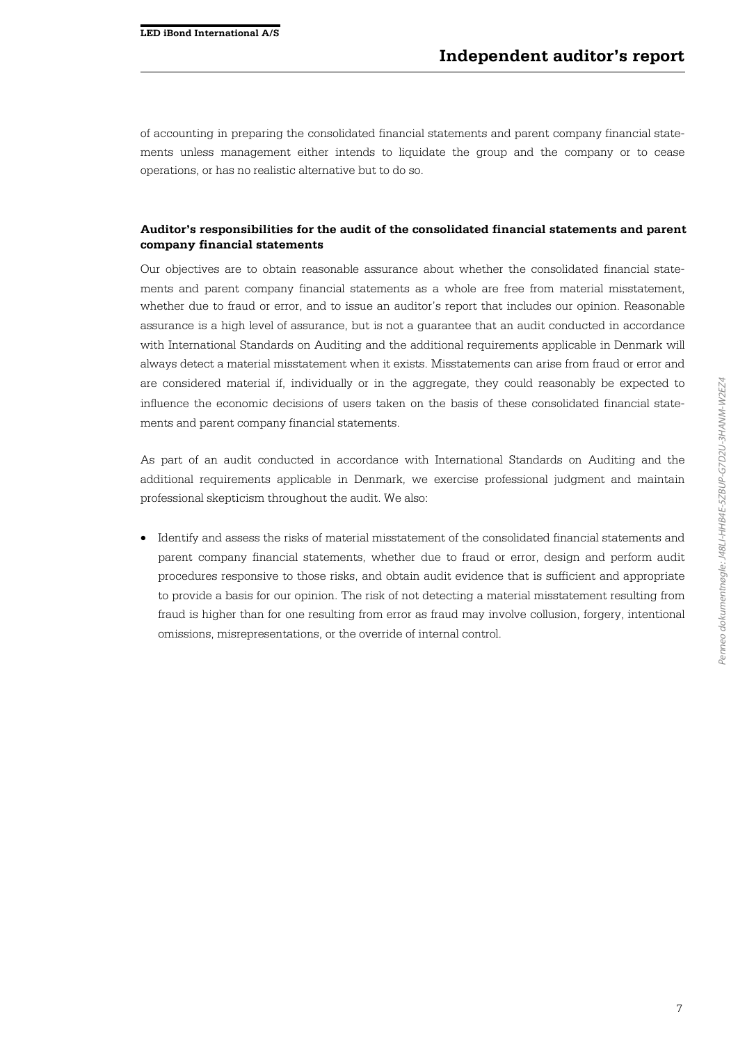of accounting in preparing the consolidated financial statements and parent company financial statements unless management either intends to liquidate the group and the company or to cease operations, or has no realistic alternative but to do so.

**Auditor's responsibilities for the audit of the consolidated financial statements and parent company financial statements**

Our objectives are to obtain reasonable assurance about whether the consolidated financial statements and parent company financial statements as a whole are free from material misstatement, whether due to fraud or error, and to issue an auditor's report that includes our opinion. Reasonable assurance is a high level of assurance, but is not a guarantee that an audit conducted in accordance with International Standards on Auditing and the additional requirements applicable in Denmark will always detect a material misstatement when it exists. Misstatements can arise from fraud or error and are considered material if, individually or in the aggregate, they could reasonably be expected to influence the economic decisions of users taken on the basis of these consolidated financial statements and parent company financial statements.

As part of an audit conducted in accordance with International Standards on Auditing and the additional requirements applicable in Denmark, we exercise professional judgment and maintain professional skepticism throughout the audit. We also:

- Identify and assess the risks of material misstatement of the consolidated financial statements and parent company financial statements, whether due to fraud or error, design and perform audit procedures responsive to those risks, and obtain audit evidence that is sufficient and appropriate to provide a basis for our opinion. The risk of not detecting a material misstatement resulting from fraud is higher than for one resulting from error as fraud may involve collusion, forgery, intentional omissions, misrepresentations, or the override of internal control.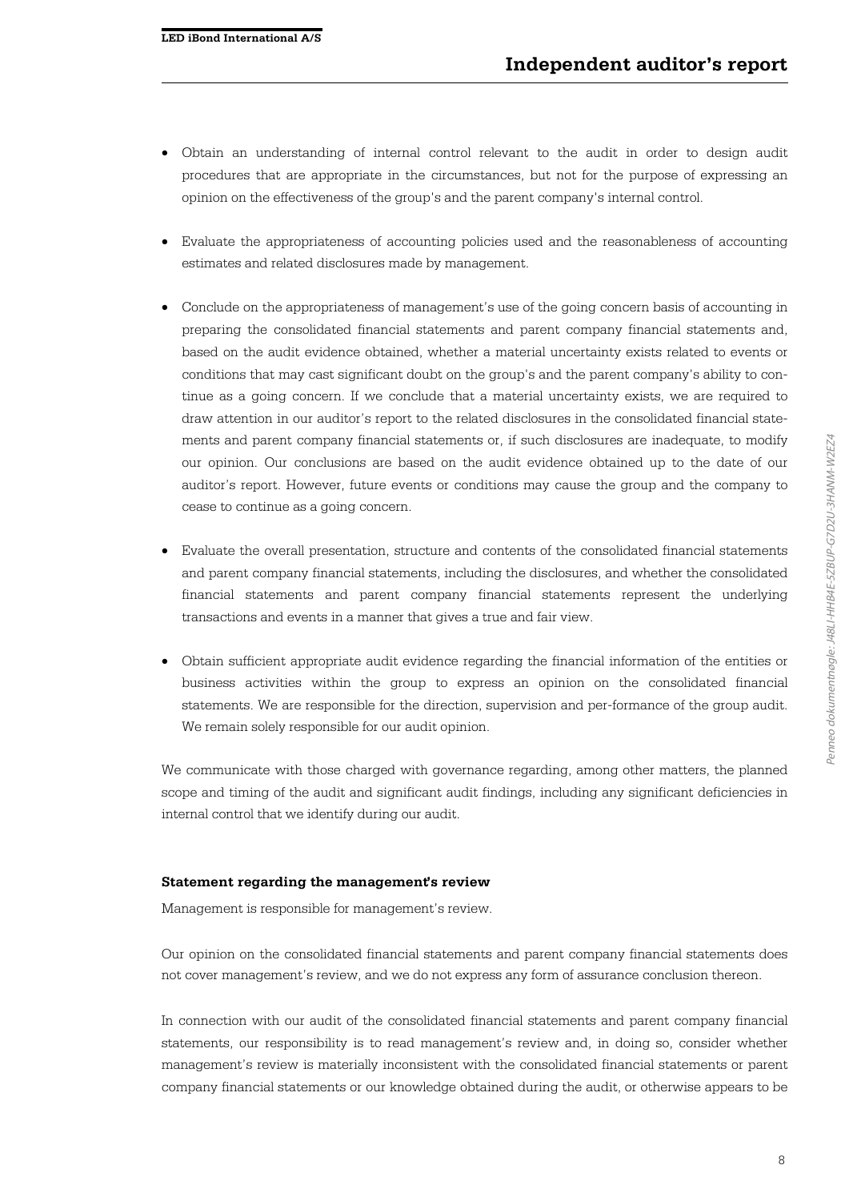- Obtain an understanding of internal control relevant to the audit in order to design audit procedures that are appropriate in the circumstances, but not for the purpose of expressing an opinion on the effectiveness of the group's and the parent company's internal control.

- Evaluate the appropriateness of accounting policies used and the reasonableness of accounting estimates and related disclosures made by management.

- Conclude on the appropriateness of management's use of the going concern basis of accounting in preparing the consolidated financial statements and parent company financial statements and, based on the audit evidence obtained, whether a material uncertainty exists related to events or conditions that may cast significant doubt on the group's and the parent company's ability to continue as a going concern. If we conclude that a material uncertainty exists, we are required to draw attention in our auditor's report to the related disclosures in the consolidated financial statements and parent company financial statements or, if such disclosures are inadequate, to modify our opinion. Our conclusions are based on the audit evidence obtained up to the date of our auditor's report. However, future events or conditions may cause the group and the company to cease to continue as a going concern.

- Evaluate the overall presentation, structure and contents of the consolidated financial statements and parent company financial statements, including the disclosures, and whether the consolidated financial statements and parent company financial statements represent the underlying transactions and events in a manner that gives a true and fair view.

- Obtain sufficient appropriate audit evidence regarding the financial information of the entities or business activities within the group to express an opinion on the consolidated financial statements. We are responsible for the direction, supervision and per-formance of the group audit. We remain solely responsible for our audit opinion.

We communicate with those charged with governance regarding, among other matters, the planned scope and timing of the audit and significant audit findings, including any significant deficiencies in internal control that we identify during our audit.

**Statement regarding the management's review**

Management is responsible for management's review.

Our opinion on the consolidated financial statements and parent company financial statements does not cover management's review, and we do not express any form of assurance conclusion thereon.

In connection with our audit of the consolidated financial statements and parent company financial statements, our responsibility is to read management's review and, in doing so, consider whether management's review is materially inconsistent with the consolidated financial statements or parent company financial statements or our knowledge obtained during the audit, or otherwise appears to be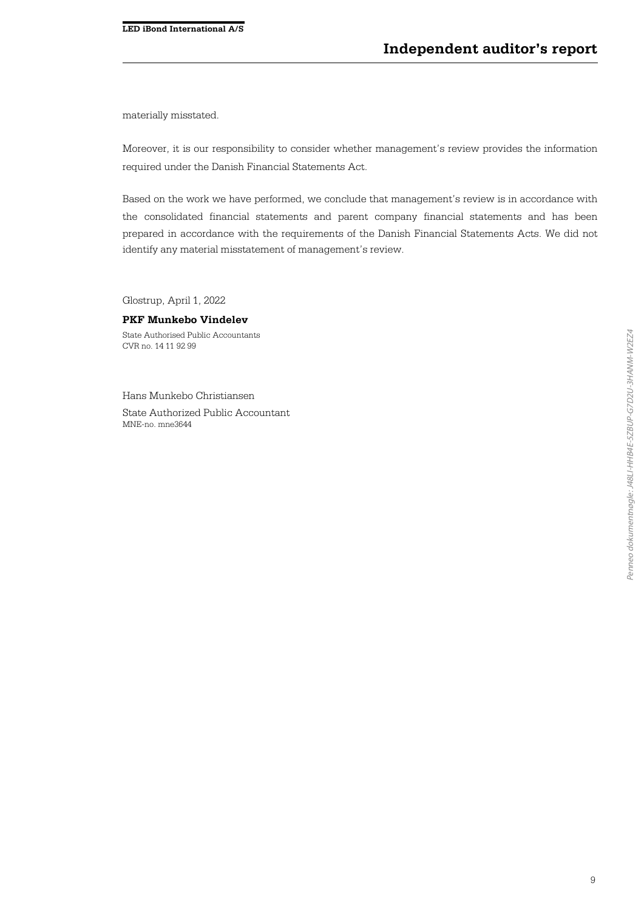materially misstated.

Moreover, it is our responsibility to consider whether management's review provides the information required under the Danish Financial Statements Act.

Based on the work we have performed, we conclude that management's review is in accordance with the consolidated financial statements and parent company financial statements and has been prepared in accordance with the requirements of the Danish Financial Statements Acts. We did not identify any material misstatement of management's review.

Glostrup, April 1, 2022

**PKF Munkebo Vindelev**

State Authorised Public Accountants
CVR no. 14 11 92 99

Hans Munkebo Christiansen

State Authorized Public Accountant
MNE-no. mne3644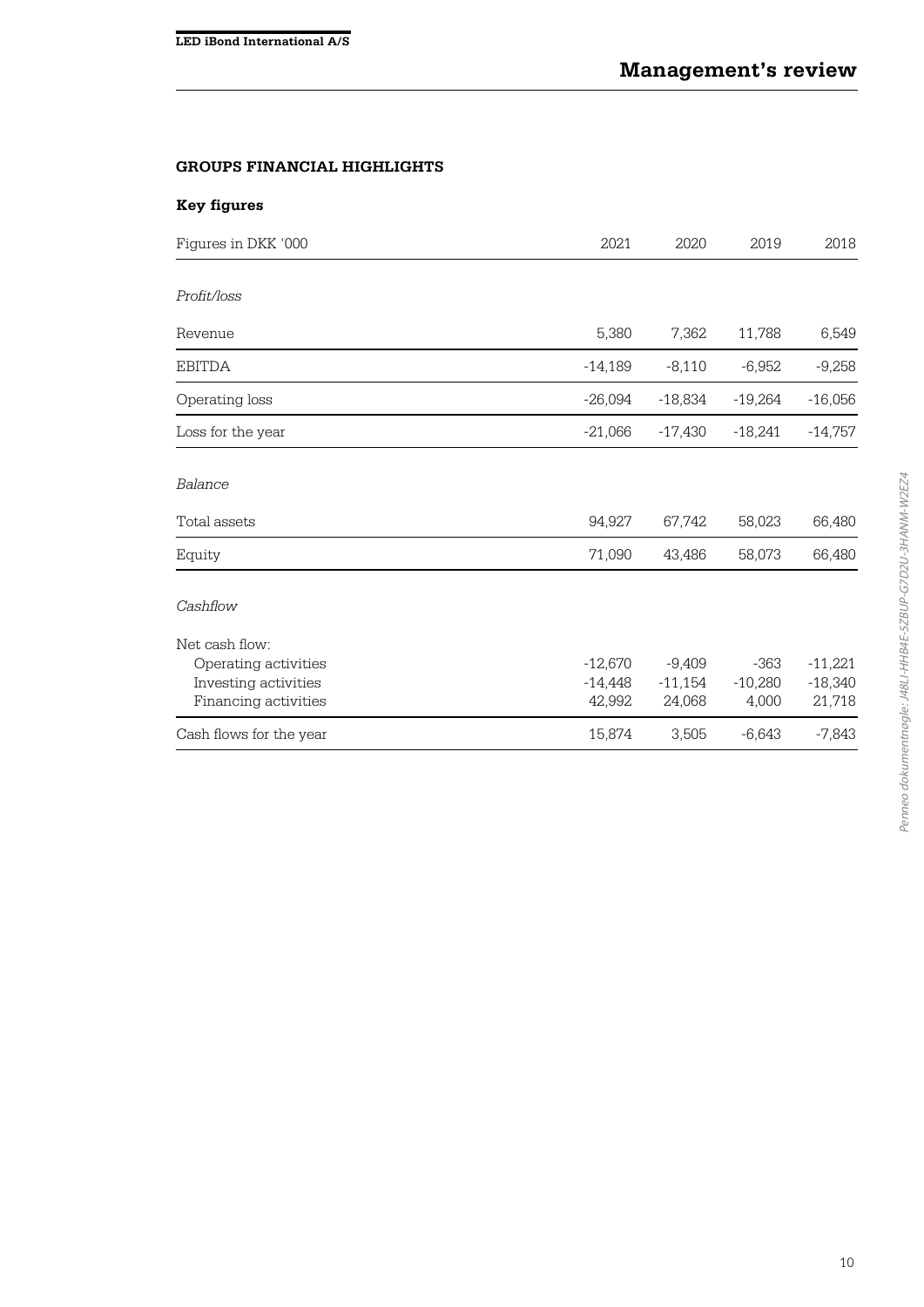# Management's review

## GROUPS FINANCIAL HIGHLIGHTS

### Key figures

| Figures in DKK '000 | 2021 | 2020 | 2019 | 2018 |
|---|---|---|---|---|
| *Profit/loss* | | | | |
| Revenue | 5,380 | 7,362 | 11,788 | 6,549 |
| EBITDA | -14,189 | -8,110 | -6,952 | -9,258 |
| Operating loss | -26,094 | -18,834 | -19,264 | -16,056 |
| Loss for the year | -21,066 | -17,430 | -18,241 | -14,757 |
| *Balance* | | | | |
| Total assets | 94,927 | 67,742 | 58,023 | 66,480 |
| Equity | 71,090 | 43,486 | 58,073 | 66,480 |
| *Cashflow* | | | | |
| Net cash flow: | | | | |
| Operating activities | -12,670 | -9,409 | -363 | -11,221 |
| Investing activities | -14,448 | -11,154 | -10,280 | -18,340 |
| Financing activities | 42,992 | 24,068 | 4,000 | 21,718 |
| Cash flows for the year | 15,874 | 3,505 | -6,643 | -7,843 |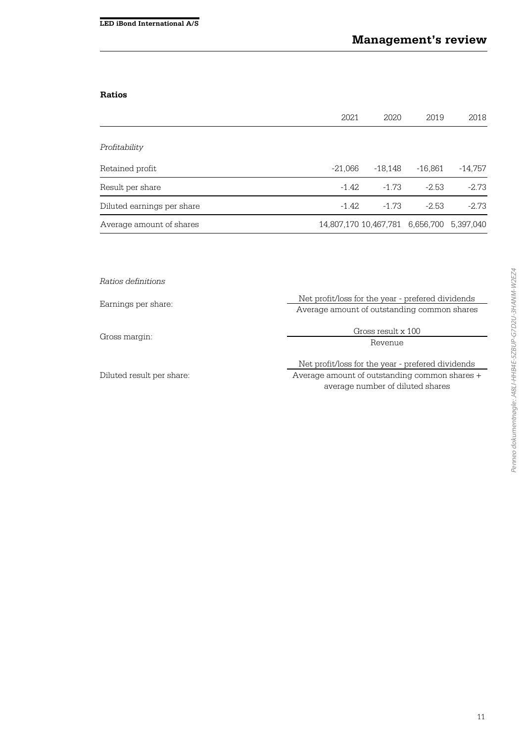## Ratios

| | 2021 | 2020 | 2019 | 2018 |
|---|---|---|---|---|
| *Profitability* | | | | |
| Retained profit | -21,066 | -18,148 | -16,861 | -14,757 |
| Result per share | -1.42 | -1.73 | -2.53 | -2.73 |
| Diluted earnings per share | -1.42 | -1.73 | -2.53 | -2.73 |
| Average amount of shares | 14,807,170 | 10,467,781 | 6,656,700 | 5,397,040 |

*Ratios definitions*

Earnings per share: $\frac{\text{Net profit/loss for the year - prefered dividends}}{\text{Average amount of outstanding common shares}}$

Gross margin: $\frac{\text{Gross result x 100}}{\text{Revenue}}$

Diluted result per share: $\frac{\text{Net profit/loss for the year - prefered dividends}}{\text{Average amount of outstanding common shares + average number of diluted shares}}$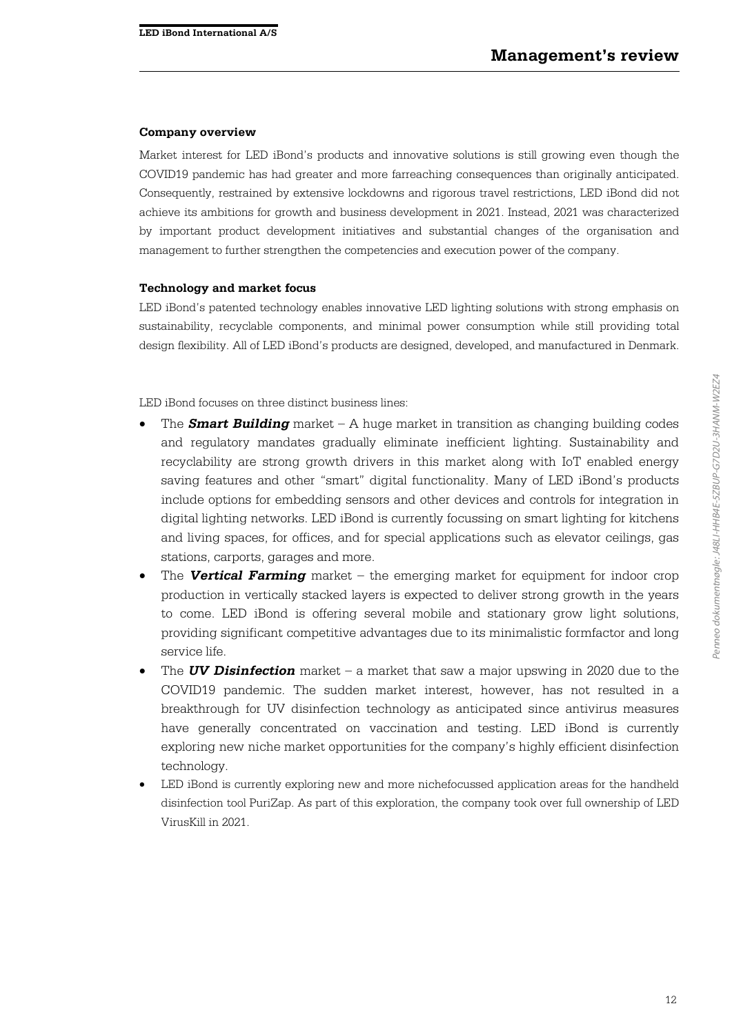## Management's review

### Company overview

Market interest for LED iBond's products and innovative solutions is still growing even though the COVID19 pandemic has had greater and more farreaching consequences than originally anticipated. Consequently, restrained by extensive lockdowns and rigorous travel restrictions, LED iBond did not achieve its ambitions for growth and business development in 2021. Instead, 2021 was characterized by important product development initiatives and substantial changes of the organisation and management to further strengthen the competencies and execution power of the company.

### Technology and market focus

LED iBond's patented technology enables innovative LED lighting solutions with strong emphasis on sustainability, recyclable components, and minimal power consumption while still providing total design flexibility. All of LED iBond's products are designed, developed, and manufactured in Denmark.

LED iBond focuses on three distinct business lines:

- The ***Smart Building*** market – A huge market in transition as changing building codes and regulatory mandates gradually eliminate inefficient lighting. Sustainability and recyclability are strong growth drivers in this market along with IoT enabled energy saving features and other "smart" digital functionality. Many of LED iBond's products include options for embedding sensors and other devices and controls for integration in digital lighting networks. LED iBond is currently focussing on smart lighting for kitchens and living spaces, for offices, and for special applications such as elevator ceilings, gas stations, carports, garages and more.
- The ***Vertical Farming*** market – the emerging market for equipment for indoor crop production in vertically stacked layers is expected to deliver strong growth in the years to come. LED iBond is offering several mobile and stationary grow light solutions, providing significant competitive advantages due to its minimalistic formfactor and long service life.
- The ***UV Disinfection*** market – a market that saw a major upswing in 2020 due to the COVID19 pandemic. The sudden market interest, however, has not resulted in a breakthrough for UV disinfection technology as anticipated since antivirus measures have generally concentrated on vaccination and testing. LED iBond is currently exploring new niche market opportunities for the company's highly efficient disinfection technology.
- LED iBond is currently exploring new and more nichefocussed application areas for the handheld disinfection tool PuriZap. As part of this exploration, the company took over full ownership of LED VirusKill in 2021.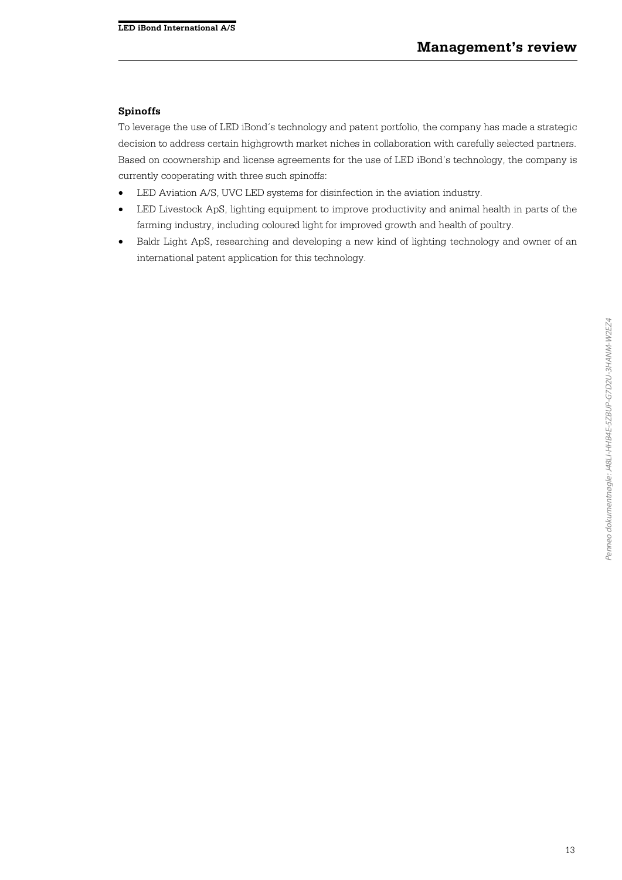**Spinoffs**

To leverage the use of LED iBond´s technology and patent portfolio, the company has made a strategic decision to address certain highgrowth market niches in collaboration with carefully selected partners. Based on coownership and license agreements for the use of LED iBond's technology, the company is currently cooperating with three such spinoffs:

- LED Aviation A/S, UVC LED systems for disinfection in the aviation industry.
- LED Livestock ApS, lighting equipment to improve productivity and animal health in parts of the farming industry, including coloured light for improved growth and health of poultry.
- Baldr Light ApS, researching and developing a new kind of lighting technology and owner of an international patent application for this technology.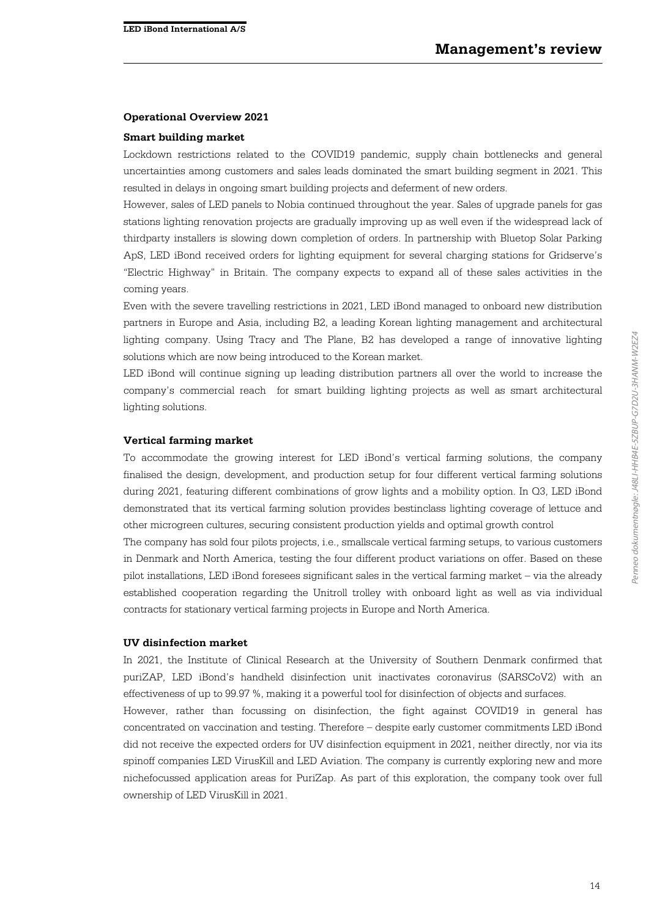## Operational Overview 2021

### Smart building market

Lockdown restrictions related to the COVID19 pandemic, supply chain bottlenecks and general uncertainties among customers and sales leads dominated the smart building segment in 2021. This resulted in delays in ongoing smart building projects and deferment of new orders.

However, sales of LED panels to Nobia continued throughout the year. Sales of upgrade panels for gas stations lighting renovation projects are gradually improving up as well even if the widespread lack of thirdparty installers is slowing down completion of orders. In partnership with Bluetop Solar Parking ApS, LED iBond received orders for lighting equipment for several charging stations for Gridserve's "Electric Highway" in Britain. The company expects to expand all of these sales activities in the coming years.

Even with the severe travelling restrictions in 2021, LED iBond managed to onboard new distribution partners in Europe and Asia, including B2, a leading Korean lighting management and architectural lighting company. Using Tracy and The Plane, B2 has developed a range of innovative lighting solutions which are now being introduced to the Korean market.

LED iBond will continue signing up leading distribution partners all over the world to increase the company's commercial reach for smart building lighting projects as well as smart architectural lighting solutions.

### Vertical farming market

To accommodate the growing interest for LED iBond's vertical farming solutions, the company finalised the design, development, and production setup for four different vertical farming solutions during 2021, featuring different combinations of grow lights and a mobility option. In Q3, LED iBond demonstrated that its vertical farming solution provides bestinclass lighting coverage of lettuce and other microgreen cultures, securing consistent production yields and optimal growth control

The company has sold four pilots projects, i.e., smallscale vertical farming setups, to various customers in Denmark and North America, testing the four different product variations on offer. Based on these pilot installations, LED iBond foresees significant sales in the vertical farming market – via the already established cooperation regarding the Unitroll trolley with onboard light as well as via individual contracts for stationary vertical farming projects in Europe and North America.

### UV disinfection market

In 2021, the Institute of Clinical Research at the University of Southern Denmark confirmed that puriZAP, LED iBond's handheld disinfection unit inactivates coronavirus (SARSCoV2) with an effectiveness of up to 99.97 %, making it a powerful tool for disinfection of objects and surfaces.

However, rather than focussing on disinfection, the fight against COVID19 in general has concentrated on vaccination and testing. Therefore – despite early customer commitments LED iBond did not receive the expected orders for UV disinfection equipment in 2021, neither directly, nor via its spinoff companies LED VirusKill and LED Aviation. The company is currently exploring new and more nichefocussed application areas for PuriZap. As part of this exploration, the company took over full ownership of LED VirusKill in 2021.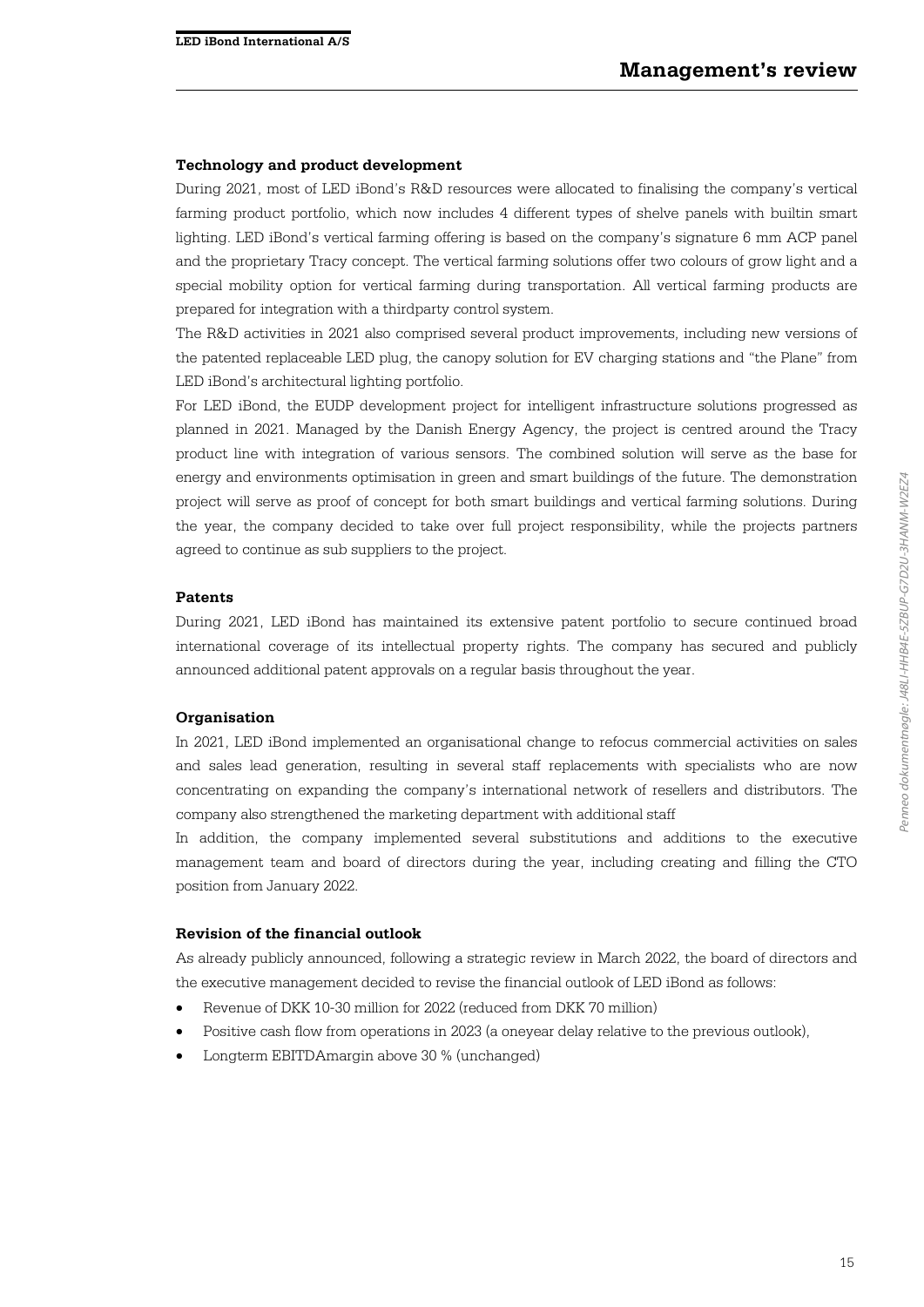#### Technology and product development

During 2021, most of LED iBond's R&D resources were allocated to finalising the company's vertical farming product portfolio, which now includes 4 different types of shelve panels with builtin smart lighting. LED iBond's vertical farming offering is based on the company's signature 6 mm ACP panel and the proprietary Tracy concept. The vertical farming solutions offer two colours of grow light and a special mobility option for vertical farming during transportation. All vertical farming products are prepared for integration with a thirdparty control system.

The R&D activities in 2021 also comprised several product improvements, including new versions of the patented replaceable LED plug, the canopy solution for EV charging stations and "the Plane" from LED iBond's architectural lighting portfolio.

For LED iBond, the EUDP development project for intelligent infrastructure solutions progressed as planned in 2021. Managed by the Danish Energy Agency, the project is centred around the Tracy product line with integration of various sensors. The combined solution will serve as the base for energy and environments optimisation in green and smart buildings of the future. The demonstration project will serve as proof of concept for both smart buildings and vertical farming solutions. During the year, the company decided to take over full project responsibility, while the projects partners agreed to continue as sub suppliers to the project.

#### Patents

During 2021, LED iBond has maintained its extensive patent portfolio to secure continued broad international coverage of its intellectual property rights. The company has secured and publicly announced additional patent approvals on a regular basis throughout the year.

#### Organisation

In 2021, LED iBond implemented an organisational change to refocus commercial activities on sales and sales lead generation, resulting in several staff replacements with specialists who are now concentrating on expanding the company's international network of resellers and distributors. The company also strengthened the marketing department with additional staff

In addition, the company implemented several substitutions and additions to the executive management team and board of directors during the year, including creating and filling the CTO position from January 2022.

#### Revision of the financial outlook

As already publicly announced, following a strategic review in March 2022, the board of directors and the executive management decided to revise the financial outlook of LED iBond as follows:

- Revenue of DKK 10-30 million for 2022 (reduced from DKK 70 million)
- Positive cash flow from operations in 2023 (a oneyear delay relative to the previous outlook),
- Longterm EBITDAmargin above 30 % (unchanged)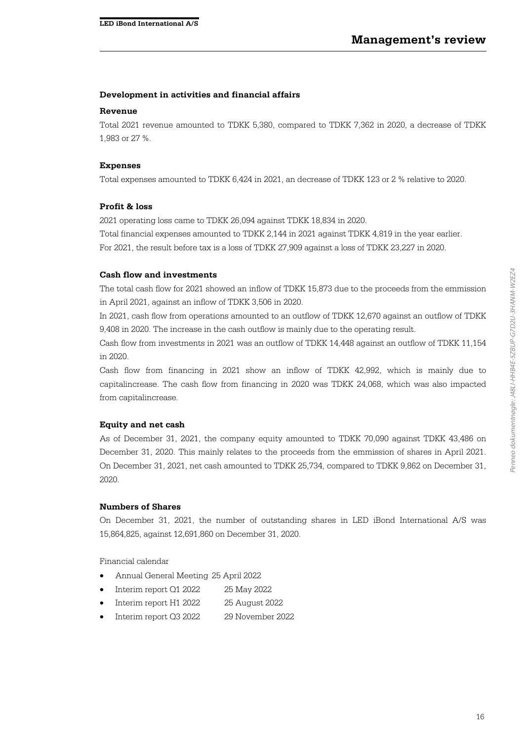## Development in activities and financial affairs

### Revenue

Total 2021 revenue amounted to TDKK 5,380, compared to TDKK 7,362 in 2020, a decrease of TDKK 1,983 or 27 %.

### Expenses

Total expenses amounted to TDKK 6,424 in 2021, an decrease of TDKK 123 or 2 % relative to 2020.

### Profit & loss

2021 operating loss came to TDKK 26,094 against TDKK 18,834 in 2020.
Total financial expenses amounted to TDKK 2,144 in 2021 against TDKK 4,819 in the year earlier.
For 2021, the result before tax is a loss of TDKK 27,909 against a loss of TDKK 23,227 in 2020.

### Cash flow and investments

The total cash flow for 2021 showed an inflow of TDKK 15,873 due to the proceeds from the emmission in April 2021, against an inflow of TDKK 3,506 in 2020.
In 2021, cash flow from operations amounted to an outflow of TDKK 12,670 against an outflow of TDKK 9,408 in 2020. The increase in the cash outflow is mainly due to the operating result.
Cash flow from investments in 2021 was an outflow of TDKK 14,448 against an outflow of TDKK 11,154 in 2020.
Cash flow from financing in 2021 show an inflow of TDKK 42,992, which is mainly due to capitalincrease. The cash flow from financing in 2020 was TDKK 24,068, which was also impacted from capitalincrease.

### Equity and net cash

As of December 31, 2021, the company equity amounted to TDKK 70,090 against TDKK 43,486 on December 31, 2020. This mainly relates to the proceeds from the emmission of shares in April 2021. On December 31, 2021, net cash amounted to TDKK 25,734, compared to TDKK 9,862 on December 31, 2020.

### Numbers of Shares

On December 31, 2021, the number of outstanding shares in LED iBond International A/S was 15,864,825, against 12,691,860 on December 31, 2020.

Financial calendar

- Annual General Meeting 25 April 2022
- Interim report Q1 2022 25 May 2022
- Interim report H1 2022 25 August 2022
- Interim report Q3 2022 29 November 2022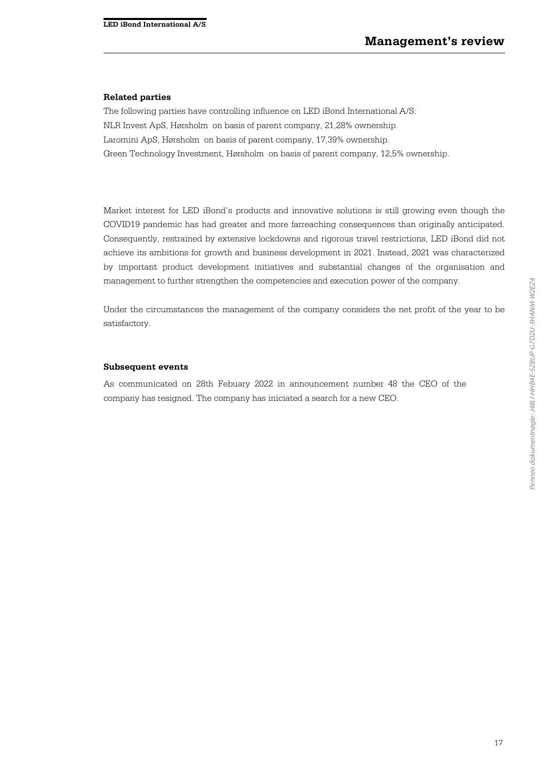## Related parties

The following parties have controlling influence on LED iBond International A/S:

NLR Invest ApS, Hørsholm on basis of parent company, 21,28% ownership.

Laromini ApS, Hørsholm on basis of parent company, 17,39% ownership.

Green Technology Investment, Hørsholm on basis of parent company, 12,5% ownership.

Market interest for LED iBond's products and innovative solutions is still growing even though the COVID19 pandemic has had greater and more farreaching consequences than originally anticipated. Consequently, restrained by extensive lockdowns and rigorous travel restrictions, LED iBond did not achieve its ambitions for growth and business development in 2021. Instead, 2021 was characterized by important product development initiatives and substantial changes of the organisation and management to further strengthen the competencies and execution power of the company.

Under the circumstances the management of the company considers the net profit of the year to be satisfactory.

## Subsequent events

As communicated on 28th Febuary 2022 in announcement number 48 the CEO of the company has resigned. The company has iniciated a search for a new CEO.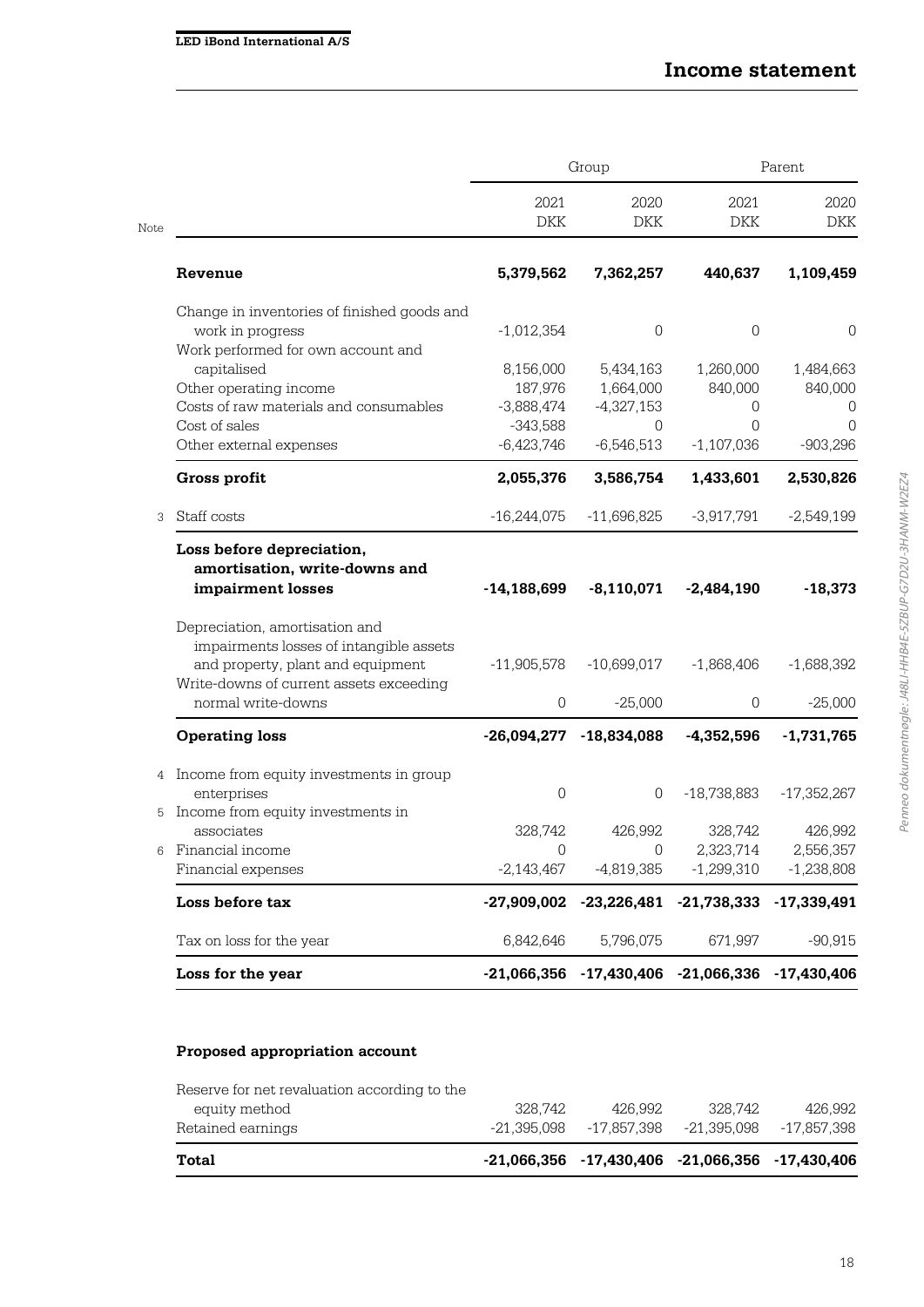## Income statement

| Note | | Group | | Parent | |
|---|---|---|---|---|---|
| | | 2021 DKK | 2020 DKK | 2021 DKK | 2020 DKK |
| | **Revenue** | **5,379,562** | **7,362,257** | **440,637** | **1,109,459** |
| | Change in inventories of finished goods and work in progress | -1,012,354 | 0 | 0 | 0 |
| | Work performed for own account and capitalised | 8,156,000 | 5,434,163 | 1,260,000 | 1,484,663 |
| | Other operating income | 187,976 | 1,664,000 | 840,000 | 840,000 |
| | Costs of raw materials and consumables | -3,888,474 | -4,327,153 | 0 | 0 |
| | Cost of sales | -343,588 | 0 | 0 | 0 |
| | Other external expenses | -6,423,746 | -6,546,513 | -1,107,036 | -903,296 |
| | **Gross profit** | **2,055,376** | **3,586,754** | **1,433,601** | **2,530,826** |
| 3 | Staff costs | -16,244,075 | -11,696,825 | -3,917,791 | -2,549,199 |
| | **Loss before depreciation, amortisation, write-downs and impairment losses** | **-14,188,699** | **-8,110,071** | **-2,484,190** | **-18,373** |
| | Depreciation, amortisation and impairments losses of intangible assets and property, plant and equipment | -11,905,578 | -10,699,017 | -1,868,406 | -1,688,392 |
| | Write-downs of current assets exceeding normal write-downs | 0 | -25,000 | 0 | -25,000 |
| | **Operating loss** | **-26,094,277** | **-18,834,088** | **-4,352,596** | **-1,731,765** |
| 4 | Income from equity investments in group enterprises | 0 | 0 | -18,738,883 | -17,352,267 |
| 5 | Income from equity investments in associates | 328,742 | 426,992 | 328,742 | 426,992 |
| 6 | Financial income | 0 | 0 | 2,323,714 | 2,556,357 |
| | Financial expenses | -2,143,467 | -4,819,385 | -1,299,310 | -1,238,808 |
| | **Loss before tax** | **-27,909,002** | **-23,226,481** | **-21,738,333** | **-17,339,491** |
| | Tax on loss for the year | 6,842,646 | 5,796,075 | 671,997 | -90,915 |
| | **Loss for the year** | **-21,066,356** | **-17,430,406** | **-21,066,336** | **-17,430,406** |

### Proposed appropriation account

| | 2021 DKK | 2020 DKK | 2021 DKK | 2020 DKK |
|---|---|---|---|---|
| Reserve for net revaluation according to the equity method | 328,742 | 426,992 | 328,742 | 426,992 |
| Retained earnings | -21,395,098 | -17,857,398 | -21,395,098 | -17,857,398 |
| **Total** | **-21,066,356** | **-17,430,406** | **-21,066,356** | **-17,430,406** |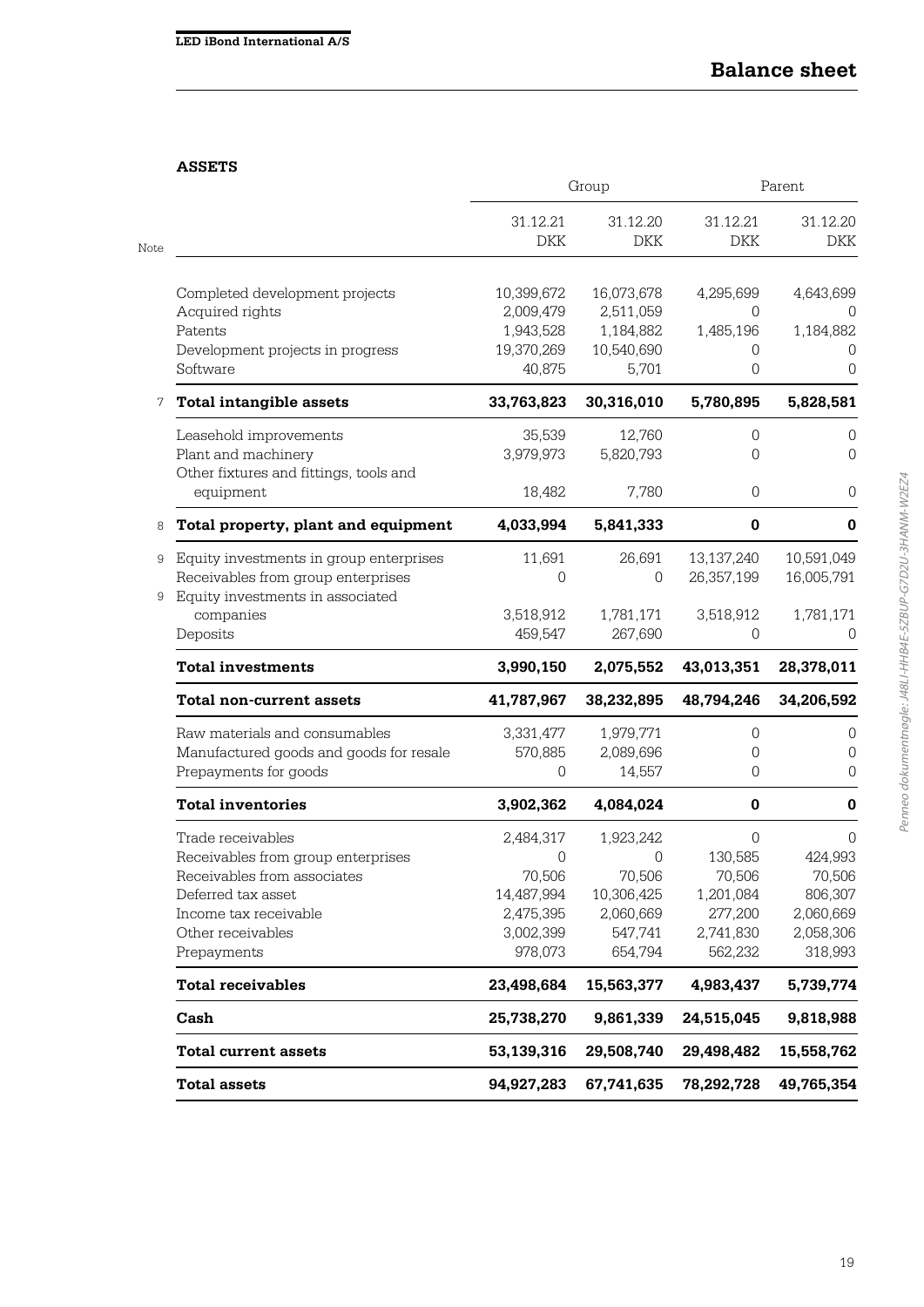# Balance sheet

## ASSETS

| Note | | Group | | Parent | |
|---|---|---|---|---|---|
| | | 31.12.21 DKK | 31.12.20 DKK | 31.12.21 DKK | 31.12.20 DKK |
| | Completed development projects | 10,399,672 | 16,073,678 | 4,295,699 | 4,643,699 |
| | Acquired rights | 2,009,479 | 2,511,059 | 0 | 0 |
| | Patents | 1,943,528 | 1,184,882 | 1,485,196 | 1,184,882 |
| | Development projects in progress | 19,370,269 | 10,540,690 | 0 | 0 |
| | Software | 40,875 | 5,701 | 0 | 0 |
| 7 | **Total intangible assets** | **33,763,823** | **30,316,010** | **5,780,895** | **5,828,581** |
| | Leasehold improvements | 35,539 | 12,760 | 0 | 0 |
| | Plant and machinery | 3,979,973 | 5,820,793 | 0 | 0 |
| | Other fixtures and fittings, tools and equipment | 18,482 | 7,780 | 0 | 0 |
| 8 | **Total property, plant and equipment** | **4,033,994** | **5,841,333** | **0** | **0** |
| 9 | Equity investments in group enterprises | 11,691 | 26,691 | 13,137,240 | 10,591,049 |
| | Receivables from group enterprises | 0 | 0 | 26,357,199 | 16,005,791 |
| 9 | Equity investments in associated companies | 3,518,912 | 1,781,171 | 3,518,912 | 1,781,171 |
| | Deposits | 459,547 | 267,690 | 0 | 0 |
| | **Total investments** | **3,990,150** | **2,075,552** | **43,013,351** | **28,378,011** |
| | **Total non-current assets** | **41,787,967** | **38,232,895** | **48,794,246** | **34,206,592** |
| | Raw materials and consumables | 3,331,477 | 1,979,771 | 0 | 0 |
| | Manufactured goods and goods for resale | 570,885 | 2,089,696 | 0 | 0 |
| | Prepayments for goods | 0 | 14,557 | 0 | 0 |
| | **Total inventories** | **3,902,362** | **4,084,024** | **0** | **0** |
| | Trade receivables | 2,484,317 | 1,923,242 | 0 | 0 |
| | Receivables from group enterprises | 0 | 0 | 130,585 | 424,993 |
| | Receivables from associates | 70,506 | 70,506 | 70,506 | 70,506 |
| | Deferred tax asset | 14,487,994 | 10,306,425 | 1,201,084 | 806,307 |
| | Income tax receivable | 2,475,395 | 2,060,669 | 277,200 | 2,060,669 |
| | Other receivables | 3,002,399 | 547,741 | 2,741,830 | 2,058,306 |
| | Prepayments | 978,073 | 654,794 | 562,232 | 318,993 |
| | **Total receivables** | **23,498,684** | **15,563,377** | **4,983,437** | **5,739,774** |
| | **Cash** | **25,738,270** | **9,861,339** | **24,515,045** | **9,818,988** |
| | **Total current assets** | **53,139,316** | **29,508,740** | **29,498,482** | **15,558,762** |
| | **Total assets** | **94,927,283** | **67,741,635** | **78,292,728** | **49,765,354** |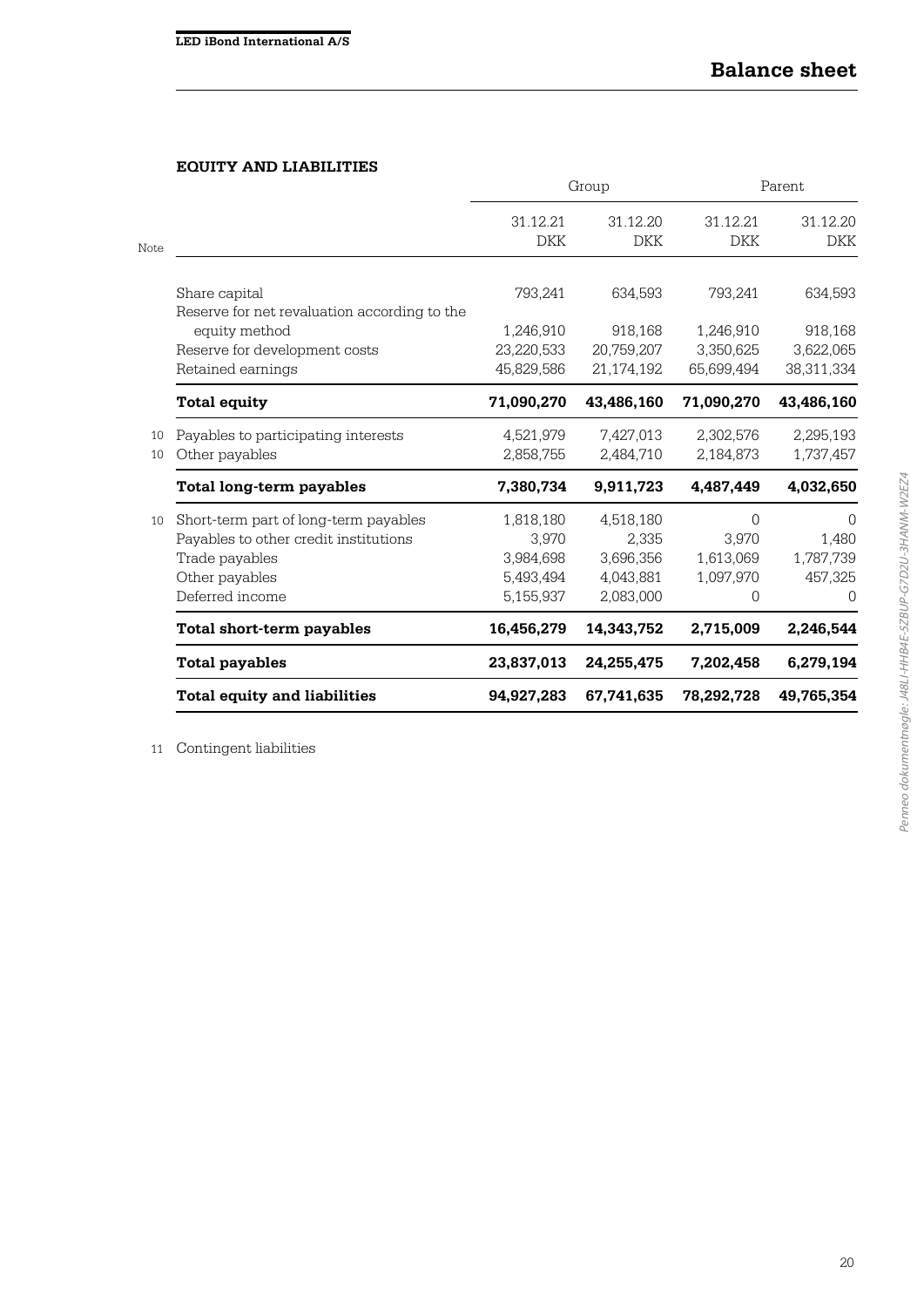# Balance sheet

## EQUITY AND LIABILITIES

| Note | | Group | | Parent | |
|---|---|---|---|---|---|
| | | 31.12.21 DKK | 31.12.20 DKK | 31.12.21 DKK | 31.12.20 DKK |
| | Share capital | 793,241 | 634,593 | 793,241 | 634,593 |
| | Reserve for net revaluation according to the equity method | 1,246,910 | 918,168 | 1,246,910 | 918,168 |
| | Reserve for development costs | 23,220,533 | 20,759,207 | 3,350,625 | 3,622,065 |
| | Retained earnings | 45,829,586 | 21,174,192 | 65,699,494 | 38,311,334 |
| | **Total equity** | **71,090,270** | **43,486,160** | **71,090,270** | **43,486,160** |
| 10 | Payables to participating interests | 4,521,979 | 7,427,013 | 2,302,576 | 2,295,193 |
| 10 | Other payables | 2,858,755 | 2,484,710 | 2,184,873 | 1,737,457 |
| | **Total long-term payables** | **7,380,734** | **9,911,723** | **4,487,449** | **4,032,650** |
| 10 | Short-term part of long-term payables | 1,818,180 | 4,518,180 | 0 | 0 |
| | Payables to other credit institutions | 3,970 | 2,335 | 3,970 | 1,480 |
| | Trade payables | 3,984,698 | 3,696,356 | 1,613,069 | 1,787,739 |
| | Other payables | 5,493,494 | 4,043,881 | 1,097,970 | 457,325 |
| | Deferred income | 5,155,937 | 2,083,000 | 0 | 0 |
| | **Total short-term payables** | **16,456,279** | **14,343,752** | **2,715,009** | **2,246,544** |
| | **Total payables** | **23,837,013** | **24,255,475** | **7,202,458** | **6,279,194** |
| | **Total equity and liabilities** | **94,927,283** | **67,741,635** | **78,292,728** | **49,765,354** |

11 Contingent liabilities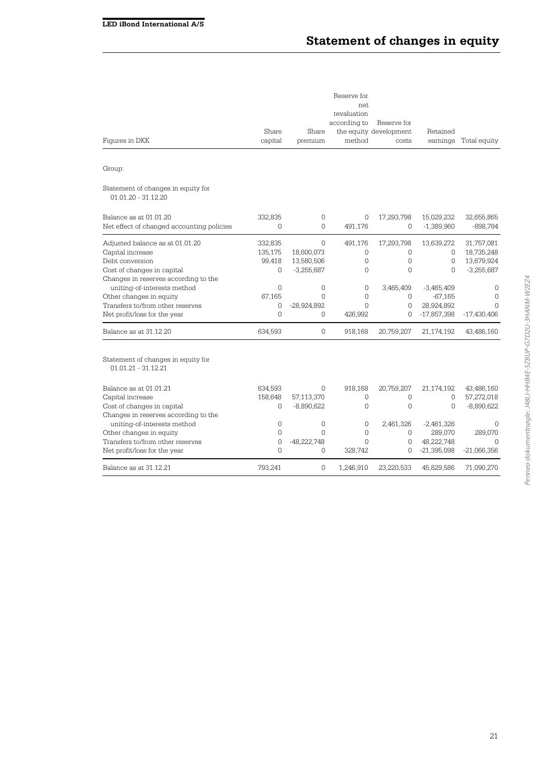# Statement of changes in equity

| Figures in DKK | Share capital | Share premium | Reserve for net revaluation according to the equity method | Reserve for development costs | Retained earnings | Total equity |
|---|---|---|---|---|---|---|
| Group: | | | | | | |
| Statement of changes in equity for 01.01.20 - 31.12.20 | | | | | | |
| Balance as at 01.01.20 | 332,835 | 0 | 0 | 17,293,798 | 15,029,232 | 32,655,865 |
| Net effect of changed accounting policies | 0 | 0 | 491,176 | 0 | -1,389,960 | -898,784 |
| Adjusted balance as at 01.01.20 | 332,835 | 0 | 491,176 | 17,293,798 | 13,639,272 | 31,757,081 |
| Capital increase | 135,175 | 18,600,073 | 0 | 0 | 0 | 18,735,248 |
| Debt conversion | 99,418 | 13,580,506 | 0 | 0 | 0 | 13,679,924 |
| Cost of changes in capital | 0 | -3,255,687 | 0 | 0 | 0 | -3,255,687 |
| Changes in reserves according to the uniting-of-interests method | 0 | 0 | 0 | 3,465,409 | -3,465,409 | 0 |
| Other changes in equity | 67,165 | 0 | 0 | 0 | -67,165 | 0 |
| Transfers to/from other reserves | 0 | -28,924,892 | 0 | 0 | 28,924,892 | 0 |
| Net profit/loss for the year | 0 | 0 | 426,992 | 0 | -17,857,398 | -17,430,406 |
| Balance as at 31.12.20 | 634,593 | 0 | 918,168 | 20,759,207 | 21,174,192 | 43,486,160 |
| Statement of changes in equity for 01.01.21 - 31.12.21 | | | | | | |
| Balance as at 01.01.21 | 634,593 | 0 | 918,168 | 20,759,207 | 21,174,192 | 43,486,160 |
| Capital increase | 158,648 | 57,113,370 | 0 | 0 | 0 | 57,272,018 |
| Cost of changes in capital | 0 | -8,890,622 | 0 | 0 | 0 | -8,890,622 |
| Changes in reserves according to the uniting-of-interests method | 0 | 0 | 0 | 2,461,326 | -2,461,326 | 0 |
| Other changes in equity | 0 | 0 | 0 | 0 | 289,070 | 289,070 |
| Transfers to/from other reserves | 0 | -48,222,748 | 0 | 0 | 48,222,748 | 0 |
| Net profit/loss for the year | 0 | 0 | 328,742 | 0 | -21,395,098 | -21,066,356 |
| Balance as at 31.12.21 | 793,241 | 0 | 1,246,910 | 23,220,533 | 45,829,586 | 71,090,270 |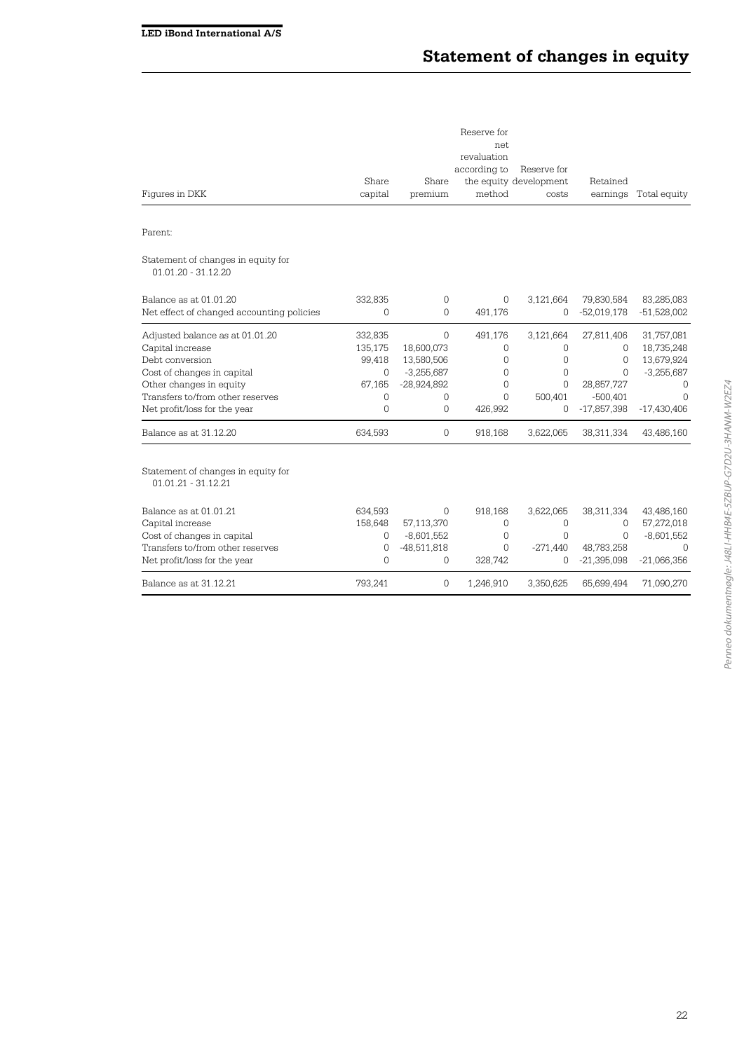# Statement of changes in equity

| Figures in DKK | Share capital | Share premium | Reserve for net revaluation according to the equity method | Reserve for development costs | Retained earnings | Total equity |
|---|---|---|---|---|---|---|
| Parent: | | | | | | |
| Statement of changes in equity for 01.01.20 - 31.12.20 | | | | | | |
| Balance as at 01.01.20 | 332,835 | 0 | 0 | 3,121,664 | 79,830,584 | 83,285,083 |
| Net effect of changed accounting policies | 0 | 0 | 491,176 | 0 | -52,019,178 | -51,528,002 |
| Adjusted balance as at 01.01.20 | 332,835 | 0 | 491,176 | 3,121,664 | 27,811,406 | 31,757,081 |
| Capital increase | 135,175 | 18,600,073 | 0 | 0 | 0 | 18,735,248 |
| Debt conversion | 99,418 | 13,580,506 | 0 | 0 | 0 | 13,679,924 |
| Cost of changes in capital | 0 | -3,255,687 | 0 | 0 | 0 | -3,255,687 |
| Other changes in equity | 67,165 | -28,924,892 | 0 | 0 | 28,857,727 | 0 |
| Transfers to/from other reserves | 0 | 0 | 0 | 500,401 | -500,401 | 0 |
| Net profit/loss for the year | 0 | 0 | 426,992 | 0 | -17,857,398 | -17,430,406 |
| Balance as at 31.12.20 | 634,593 | 0 | 918,168 | 3,622,065 | 38,311,334 | 43,486,160 |
| Statement of changes in equity for 01.01.21 - 31.12.21 | | | | | | |
| Balance as at 01.01.21 | 634,593 | 0 | 918,168 | 3,622,065 | 38,311,334 | 43,486,160 |
| Capital increase | 158,648 | 57,113,370 | 0 | 0 | 0 | 57,272,018 |
| Cost of changes in capital | 0 | -8,601,552 | 0 | 0 | 0 | -8,601,552 |
| Transfers to/from other reserves | 0 | -48,511,818 | 0 | -271,440 | 48,783,258 | 0 |
| Net profit/loss for the year | 0 | 0 | 328,742 | 0 | -21,395,098 | -21,066,356 |
| Balance as at 31.12.21 | 793,241 | 0 | 1,246,910 | 3,350,625 | 65,699,494 | 71,090,270 |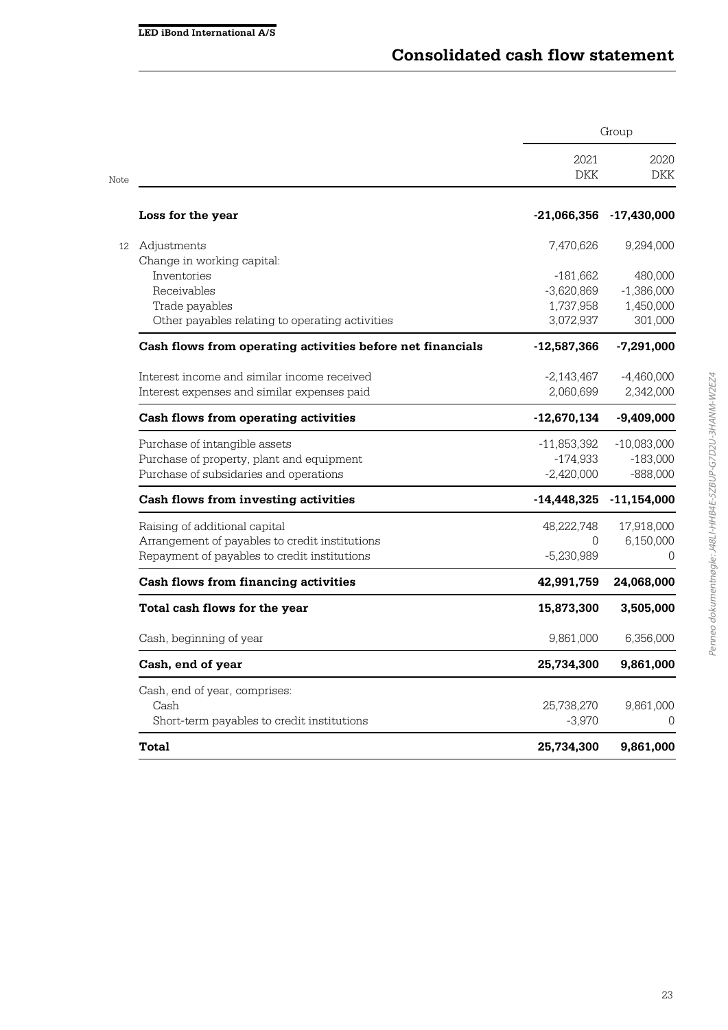# Consolidated cash flow statement

| Note | | Group 2021 DKK | Group 2020 DKK |
|---|---|---|---|
| | **Loss for the year** | **-21,066,356** | **-17,430,000** |
| 12 | Adjustments | 7,470,626 | 9,294,000 |
| | Change in working capital: | | |
| | Inventories | -181,662 | 480,000 |
| | Receivables | -3,620,869 | -1,386,000 |
| | Trade payables | 1,737,958 | 1,450,000 |
| | Other payables relating to operating activities | 3,072,937 | 301,000 |
| | **Cash flows from operating activities before net financials** | **-12,587,366** | **-7,291,000** |
| | Interest income and similar income received | -2,143,467 | -4,460,000 |
| | Interest expenses and similar expenses paid | 2,060,699 | 2,342,000 |
| | **Cash flows from operating activities** | **-12,670,134** | **-9,409,000** |
| | Purchase of intangible assets | -11,853,392 | -10,083,000 |
| | Purchase of property, plant and equipment | -174,933 | -183,000 |
| | Purchase of subsidaries and operations | -2,420,000 | -888,000 |
| | **Cash flows from investing activities** | **-14,448,325** | **-11,154,000** |
| | Raising of additional capital | 48,222,748 | 17,918,000 |
| | Arrangement of payables to credit institutions | 0 | 6,150,000 |
| | Repayment of payables to credit institutions | -5,230,989 | 0 |
| | **Cash flows from financing activities** | **42,991,759** | **24,068,000** |
| | **Total cash flows for the year** | **15,873,300** | **3,505,000** |
| | Cash, beginning of year | 9,861,000 | 6,356,000 |
| | **Cash, end of year** | **25,734,300** | **9,861,000** |
| | Cash, end of year, comprises: | | |
| | Cash | 25,738,270 | 9,861,000 |
| | Short-term payables to credit institutions | -3,970 | 0 |
| | **Total** | **25,734,300** | **9,861,000** |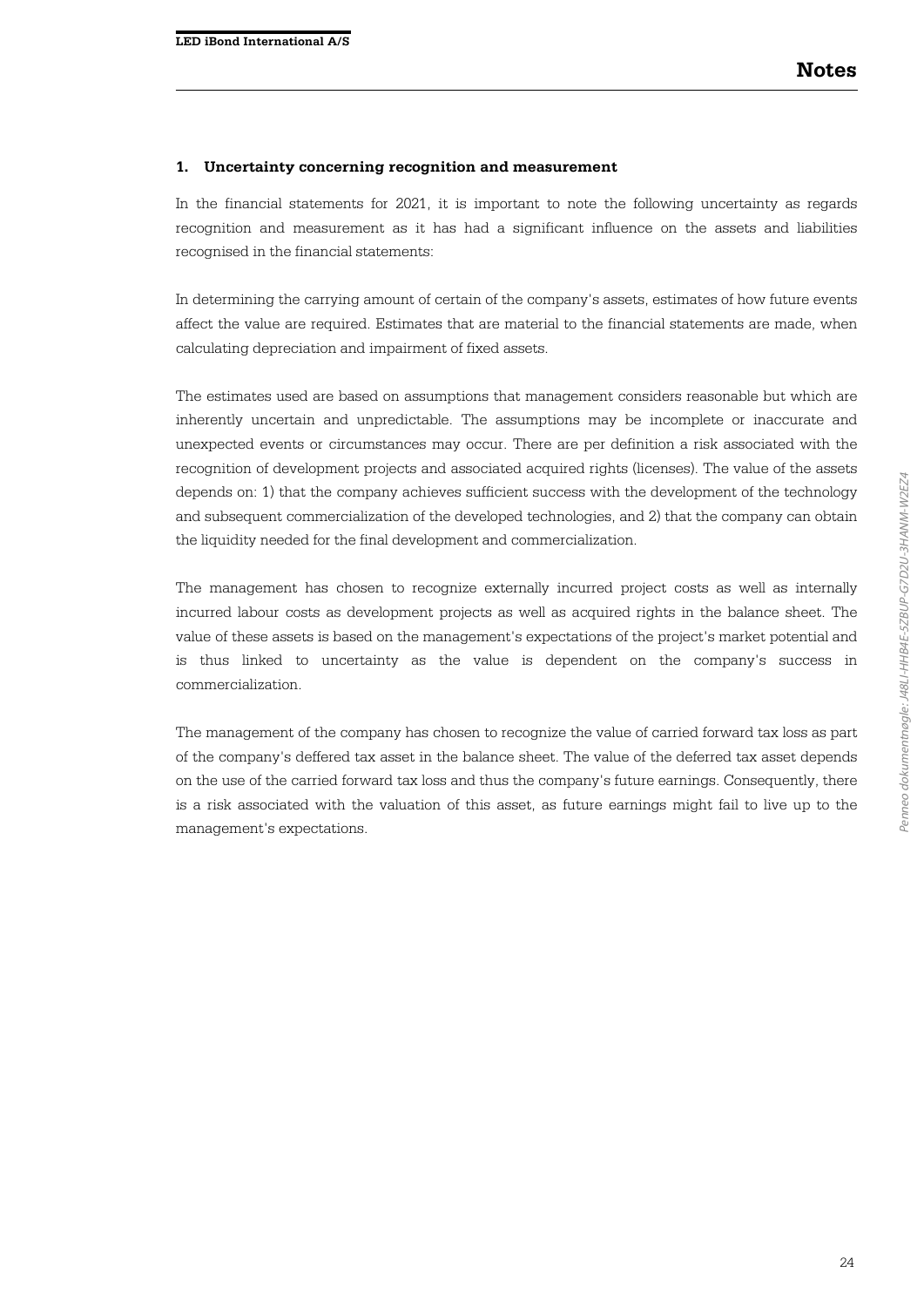# Notes

## 1. Uncertainty concerning recognition and measurement

In the financial statements for 2021, it is important to note the following uncertainty as regards recognition and measurement as it has had a significant influence on the assets and liabilities recognised in the financial statements:

In determining the carrying amount of certain of the company's assets, estimates of how future events affect the value are required. Estimates that are material to the financial statements are made, when calculating depreciation and impairment of fixed assets.

The estimates used are based on assumptions that management considers reasonable but which are inherently uncertain and unpredictable. The assumptions may be incomplete or inaccurate and unexpected events or circumstances may occur. There are per definition a risk associated with the recognition of development projects and associated acquired rights (licenses). The value of the assets depends on: 1) that the company achieves sufficient success with the development of the technology and subsequent commercialization of the developed technologies, and 2) that the company can obtain the liquidity needed for the final development and commercialization.

The management has chosen to recognize externally incurred project costs as well as internally incurred labour costs as development projects as well as acquired rights in the balance sheet. The value of these assets is based on the management's expectations of the project's market potential and is thus linked to uncertainty as the value is dependent on the company's success in commercialization.

The management of the company has chosen to recognize the value of carried forward tax loss as part of the company's deffered tax asset in the balance sheet. The value of the deferred tax asset depends on the use of the carried forward tax loss and thus the company's future earnings. Consequently, there is a risk associated with the valuation of this asset, as future earnings might fail to live up to the management's expectations.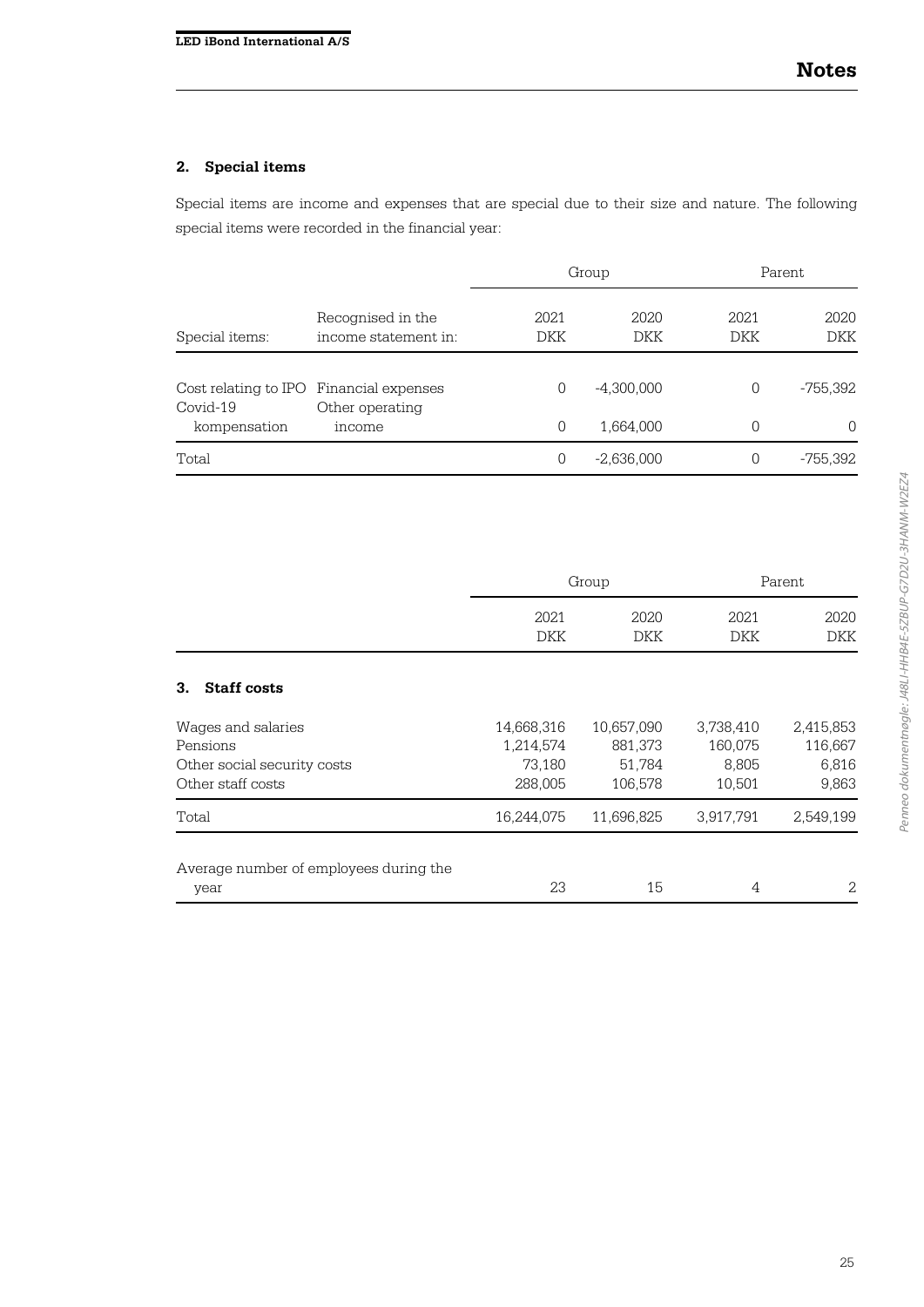## 2. Special items

Special items are income and expenses that are special due to their size and nature. The following special items were recorded in the financial year:

| | | Group | | Parent | |
|---|---|---|---|---|---|
| Special items: | Recognised in the income statement in: | 2021 DKK | 2020 DKK | 2021 DKK | 2020 DKK |
| Cost relating to IPO | Financial expenses | 0 | -4,300,000 | 0 | -755,392 |
| Covid-19 kompensation | Other operating income | 0 | 1,664,000 | 0 | 0 |
| Total | | 0 | -2,636,000 | 0 | -755,392 |

| | Group | | Parent | |
|---|---|---|---|---|
| | 2021 DKK | 2020 DKK | 2021 DKK | 2020 DKK |
| **3. Staff costs** | | | | |
| Wages and salaries | 14,668,316 | 10,657,090 | 3,738,410 | 2,415,853 |
| Pensions | 1,214,574 | 881,373 | 160,075 | 116,667 |
| Other social security costs | 73,180 | 51,784 | 8,805 | 6,816 |
| Other staff costs | 288,005 | 106,578 | 10,501 | 9,863 |
| Total | 16,244,075 | 11,696,825 | 3,917,791 | 2,549,199 |
| Average number of employees during the year | 23 | 15 | 4 | 2 |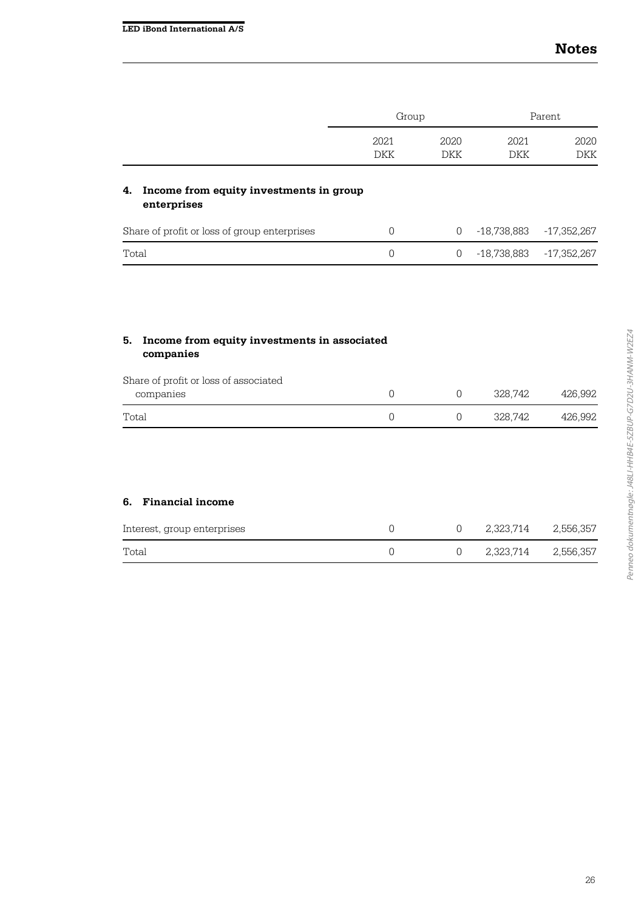# Notes

| | Group | | Parent | |
|---|---|---|---|---|
| | 2021 DKK | 2020 DKK | 2021 DKK | 2020 DKK |

## 4. Income from equity investments in group enterprises

| | | | | |
|---|---|---|---|---|
| Share of profit or loss of group enterprises | 0 | 0 | -18,738,883 | -17,352,267 |
| Total | 0 | 0 | -18,738,883 | -17,352,267 |

## 5. Income from equity investments in associated companies

| | | | | |
|---|---|---|---|---|
| Share of profit or loss of associated companies | 0 | 0 | 328,742 | 426,992 |
| Total | 0 | 0 | 328,742 | 426,992 |

## 6. Financial income

| | | | | |
|---|---|---|---|---|
| Interest, group enterprises | 0 | 0 | 2,323,714 | 2,556,357 |
| Total | 0 | 0 | 2,323,714 | 2,556,357 |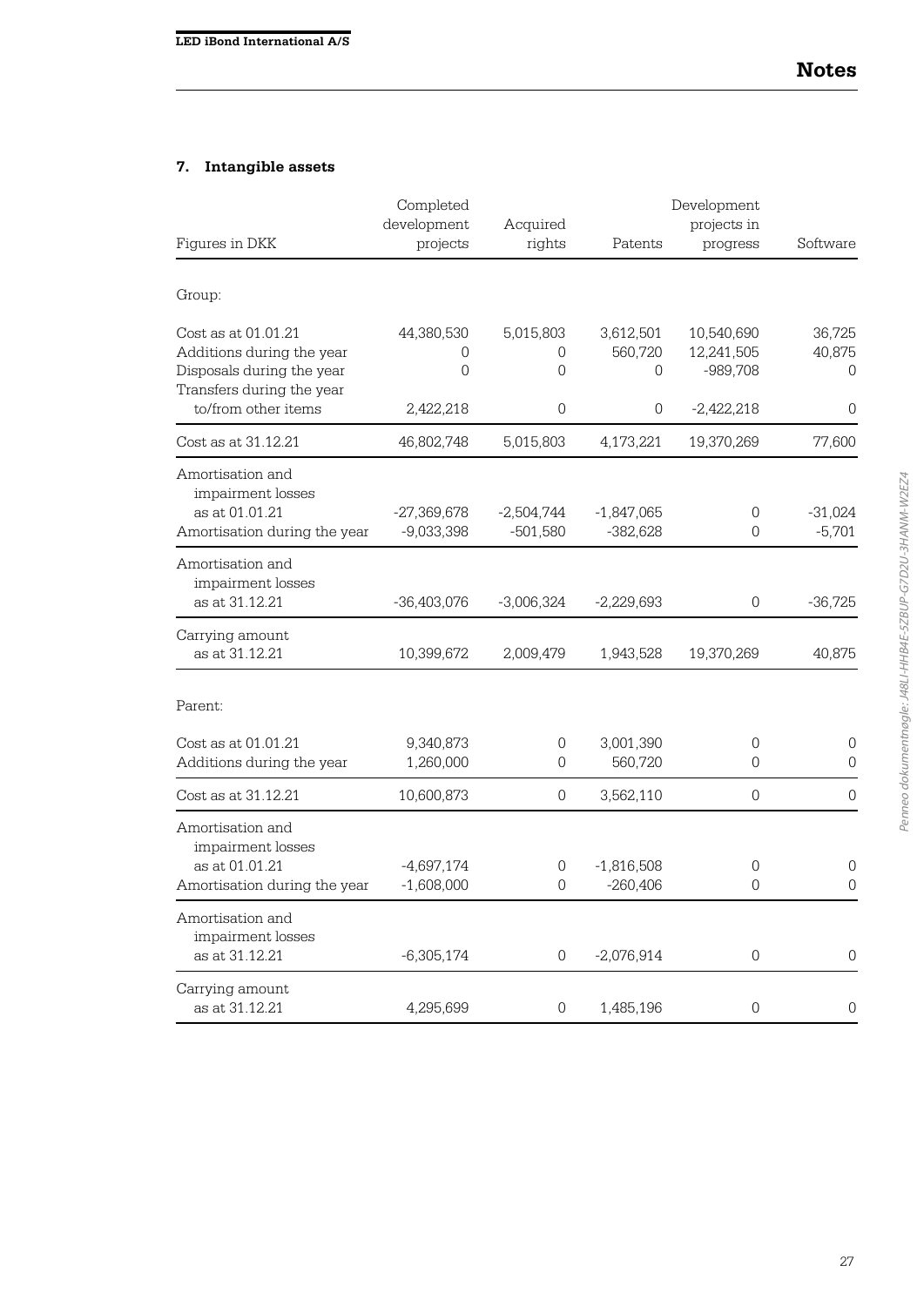## Notes

### 7. Intangible assets

| Figures in DKK | Completed development projects | Acquired rights | Patents | Development projects in progress | Software |
|---|---|---|---|---|---|
| **Group:** | | | | | |
| Cost as at 01.01.21 | 44,380,530 | 5,015,803 | 3,612,501 | 10,540,690 | 36,725 |
| Additions during the year | 0 | 0 | 560,720 | 12,241,505 | 40,875 |
| Disposals during the year | 0 | 0 | 0 | -989,708 | 0 |
| Transfers during the year to/from other items | 2,422,218 | 0 | 0 | -2,422,218 | 0 |
| Cost as at 31.12.21 | 46,802,748 | 5,015,803 | 4,173,221 | 19,370,269 | 77,600 |
| Amortisation and impairment losses as at 01.01.21 | -27,369,678 | -2,504,744 | -1,847,065 | 0 | -31,024 |
| Amortisation during the year | -9,033,398 | -501,580 | -382,628 | 0 | -5,701 |
| Amortisation and impairment losses as at 31.12.21 | -36,403,076 | -3,006,324 | -2,229,693 | 0 | -36,725 |
| Carrying amount as at 31.12.21 | 10,399,672 | 2,009,479 | 1,943,528 | 19,370,269 | 40,875 |
| **Parent:** | | | | | |
| Cost as at 01.01.21 | 9,340,873 | 0 | 3,001,390 | 0 | 0 |
| Additions during the year | 1,260,000 | 0 | 560,720 | 0 | 0 |
| Cost as at 31.12.21 | 10,600,873 | 0 | 3,562,110 | 0 | 0 |
| Amortisation and impairment losses as at 01.01.21 | -4,697,174 | 0 | -1,816,508 | 0 | 0 |
| Amortisation during the year | -1,608,000 | 0 | -260,406 | 0 | 0 |
| Amortisation and impairment losses as at 31.12.21 | -6,305,174 | 0 | -2,076,914 | 0 | 0 |
| Carrying amount as at 31.12.21 | 4,295,699 | 0 | 1,485,196 | 0 | 0 |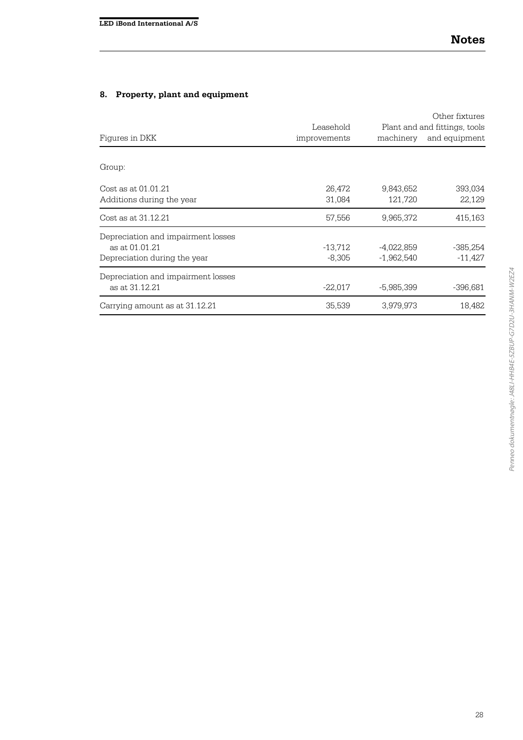## 8. Property, plant and equipment

| Figures in DKK | Leasehold improvements | Plant and machinery | Other fixtures and fittings, tools and equipment |
|---|---|---|---|
| Group: | | | |
| Cost as at 01.01.21 | 26,472 | 9,843,652 | 393,034 |
| Additions during the year | 31,084 | 121,720 | 22,129 |
| Cost as at 31.12.21 | 57,556 | 9,965,372 | 415,163 |
| Depreciation and impairment losses as at 01.01.21 | -13,712 | -4,022,859 | -385,254 |
| Depreciation during the year | -8,305 | -1,962,540 | -11,427 |
| Depreciation and impairment losses as at 31.12.21 | -22,017 | -5,985,399 | -396,681 |
| Carrying amount as at 31.12.21 | 35,539 | 3,979,973 | 18,482 |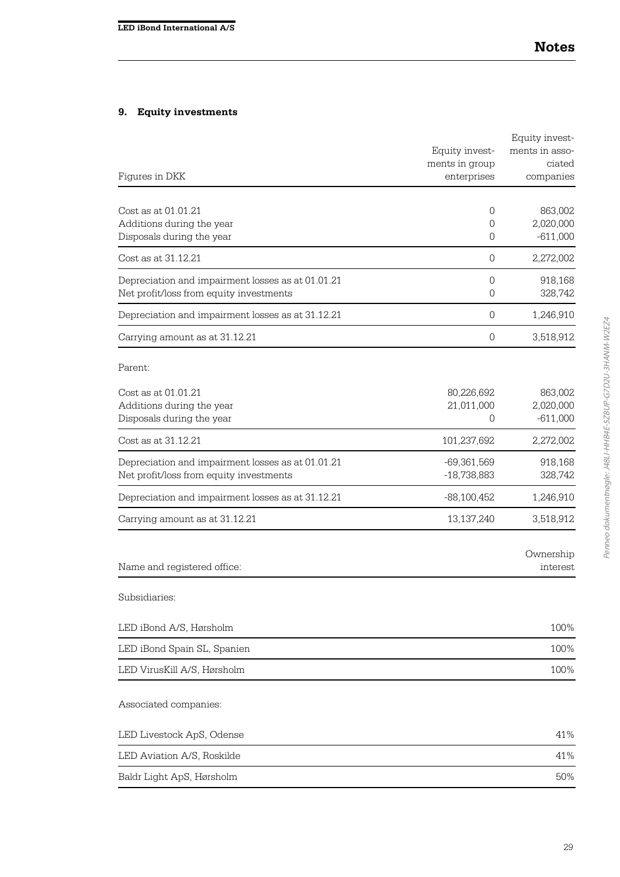## Notes

### 9. Equity investments

| Figures in DKK | Equity investments in group enterprises | Equity investments in associated companies |
|---|---:|---:|
| Cost as at 01.01.21 | 0 | 863,002 |
| Additions during the year | 0 | 2,020,000 |
| Disposals during the year | 0 | -611,000 |
| Cost as at 31.12.21 | 0 | 2,272,002 |
| Depreciation and impairment losses as at 01.01.21 | 0 | 918,168 |
| Net profit/loss from equity investments | 0 | 328,742 |
| Depreciation and impairment losses as at 31.12.21 | 0 | 1,246,910 |
| Carrying amount as at 31.12.21 | 0 | 3,518,912 |
| Parent: | | |
| Cost as at 01.01.21 | 80,226,692 | 863,002 |
| Additions during the year | 21,011,000 | 2,020,000 |
| Disposals during the year | 0 | -611,000 |
| Cost as at 31.12.21 | 101,237,692 | 2,272,002 |
| Depreciation and impairment losses as at 01.01.21 | -69,361,569 | 918,168 |
| Net profit/loss from equity investments | -18,738,883 | 328,742 |
| Depreciation and impairment losses as at 31.12.21 | -88,100,452 | 1,246,910 |
| Carrying amount as at 31.12.21 | 13,137,240 | 3,518,912 |

| Name and registered office: | Ownership interest |
|---|---:|
| Subsidiaries: | |
| LED iBond A/S, Hørsholm | 100% |
| LED iBond Spain SL, Spanien | 100% |
| LED VirusKill A/S, Hørsholm | 100% |
| Associated companies: | |
| LED Livestock ApS, Odense | 41% |
| LED Aviation A/S, Roskilde | 41% |
| Baldr Light ApS, Hørsholm | 50% |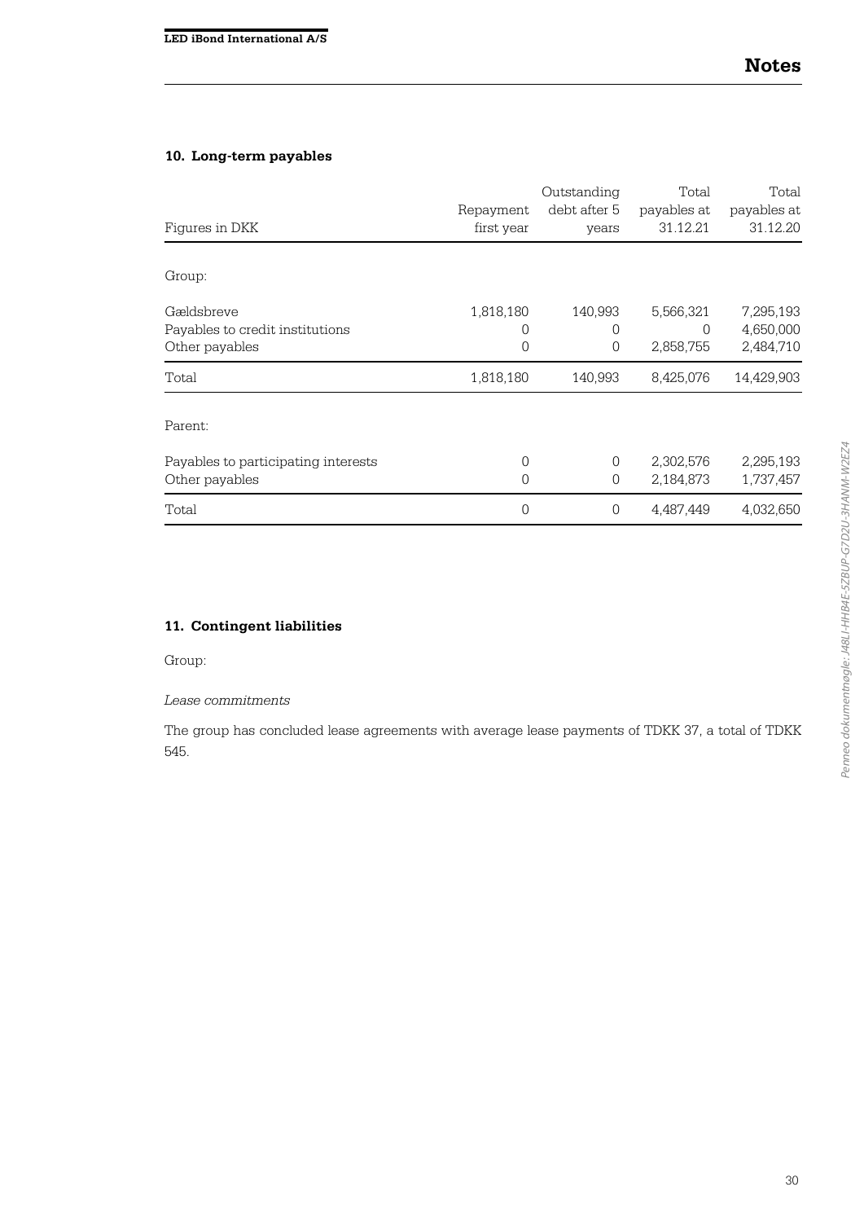## 10. Long-term payables

| Figures in DKK | Repayment first year | Outstanding debt after 5 years | Total payables at 31.12.21 | Total payables at 31.12.20 |
|---|---|---|---|---|
| Group: | | | | |
| Gældsbreve | 1,818,180 | 140,993 | 5,566,321 | 7,295,193 |
| Payables to credit institutions | 0 | 0 | 0 | 4,650,000 |
| Other payables | 0 | 0 | 2,858,755 | 2,484,710 |
| Total | 1,818,180 | 140,993 | 8,425,076 | 14,429,903 |
| Parent: | | | | |
| Payables to participating interests | 0 | 0 | 2,302,576 | 2,295,193 |
| Other payables | 0 | 0 | 2,184,873 | 1,737,457 |
| Total | 0 | 0 | 4,487,449 | 4,032,650 |

## 11. Contingent liabilities

Group:

*Lease commitments*

The group has concluded lease agreements with average lease payments of TDKK 37, a total of TDKK 545.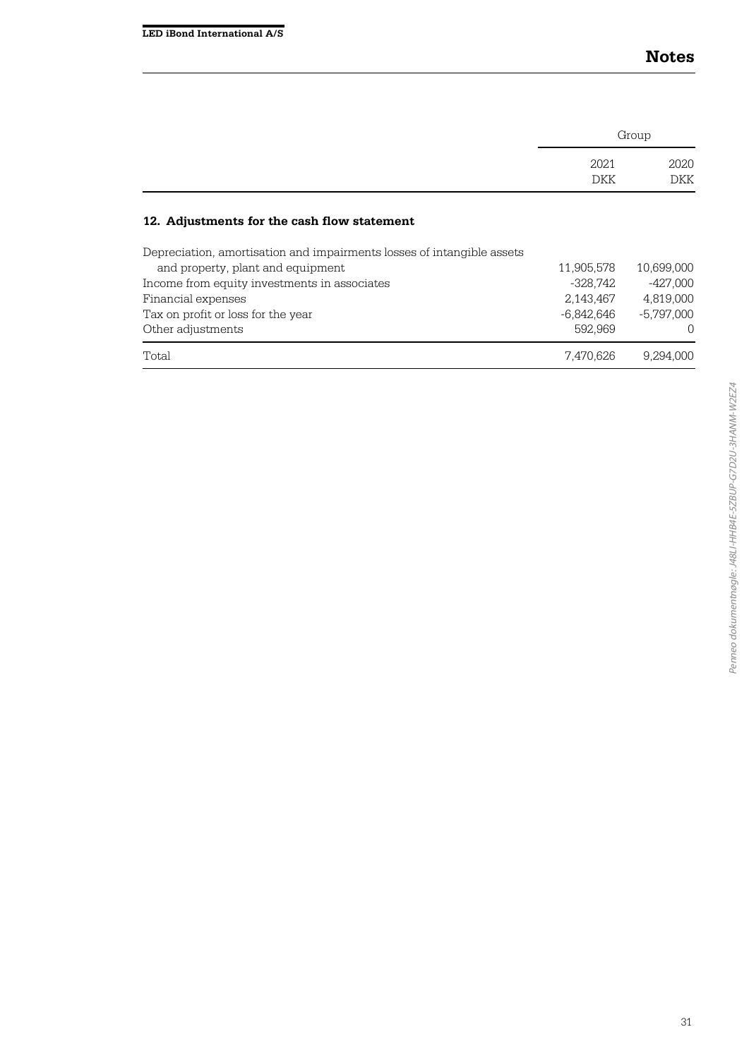## Notes

| | Group | |
|---|---|---|
| | 2021 DKK | 2020 DKK |

### 12. Adjustments for the cash flow statement

| | 2021 DKK | 2020 DKK |
|---|---|---|
| Depreciation, amortisation and impairments losses of intangible assets and property, plant and equipment | 11,905,578 | 10,699,000 |
| Income from equity investments in associates | -328,742 | -427,000 |
| Financial expenses | 2,143,467 | 4,819,000 |
| Tax on profit or loss for the year | -6,842,646 | -5,797,000 |
| Other adjustments | 592,969 | 0 |
| Total | 7,470,626 | 9,294,000 |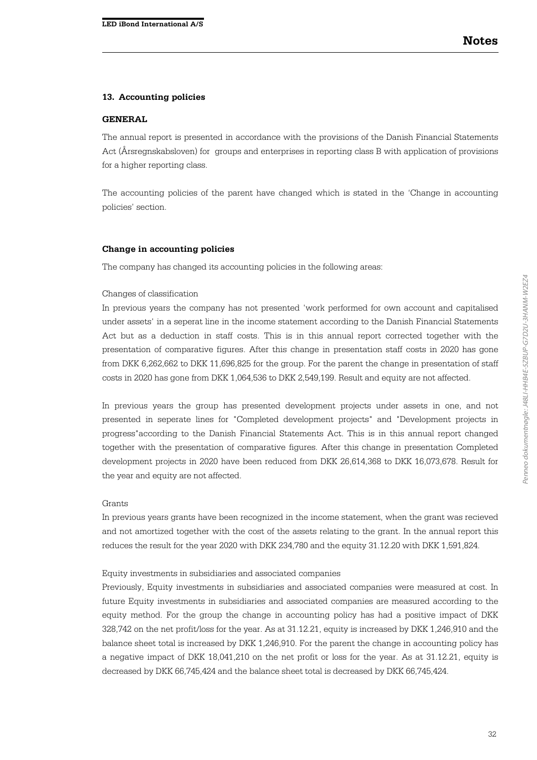## 13. Accounting policies

### GENERAL

The annual report is presented in accordance with the provisions of the Danish Financial Statements Act (Årsregnskabsloven) for groups and enterprises in reporting class B with application of provisions for a higher reporting class.

The accounting policies of the parent have changed which is stated in the 'Change in accounting policies' section.

### Change in accounting policies

The company has changed its accounting policies in the following areas:

Changes of classification

In previous years the company has not presented 'work performed for own account and capitalised under assets' in a seperat line in the income statement according to the Danish Financial Statements Act but as a deduction in staff costs. This is in this annual report corrected together with the presentation of comparative figures. After this change in presentation staff costs in 2020 has gone from DKK 6,262,662 to DKK 11,696,825 for the group. For the parent the change in presentation of staff costs in 2020 has gone from DKK 1,064,536 to DKK 2,549,199. Result and equity are not affected.

In previous years the group has presented development projects under assets in one, and not presented in seperate lines for "Completed development projects" and "Development projects in progress"according to the Danish Financial Statements Act. This is in this annual report changed together with the presentation of comparative figures. After this change in presentation Completed development projects in 2020 have been reduced from DKK 26,614,368 to DKK 16,073,678. Result for the year and equity are not affected.

Grants

In previous years grants have been recognized in the income statement, when the grant was recieved and not amortized together with the cost of the assets relating to the grant. In the annual report this reduces the result for the year 2020 with DKK 234,780 and the equity 31.12.20 with DKK 1,591,824.

Equity investments in subsidiaries and associated companies

Previously, Equity investments in subsidiaries and associated companies were measured at cost. In future Equity investments in subsidiaries and associated companies are measured according to the equity method. For the group the change in accounting policy has had a positive impact of DKK 328,742 on the net profit/loss for the year. As at 31.12.21, equity is increased by DKK 1,246,910 and the balance sheet total is increased by DKK 1,246,910. For the parent the change in accounting policy has a negative impact of DKK 18,041,210 on the net profit or loss for the year. As at 31.12.21, equity is decreased by DKK 66,745,424 and the balance sheet total is decreased by DKK 66,745,424.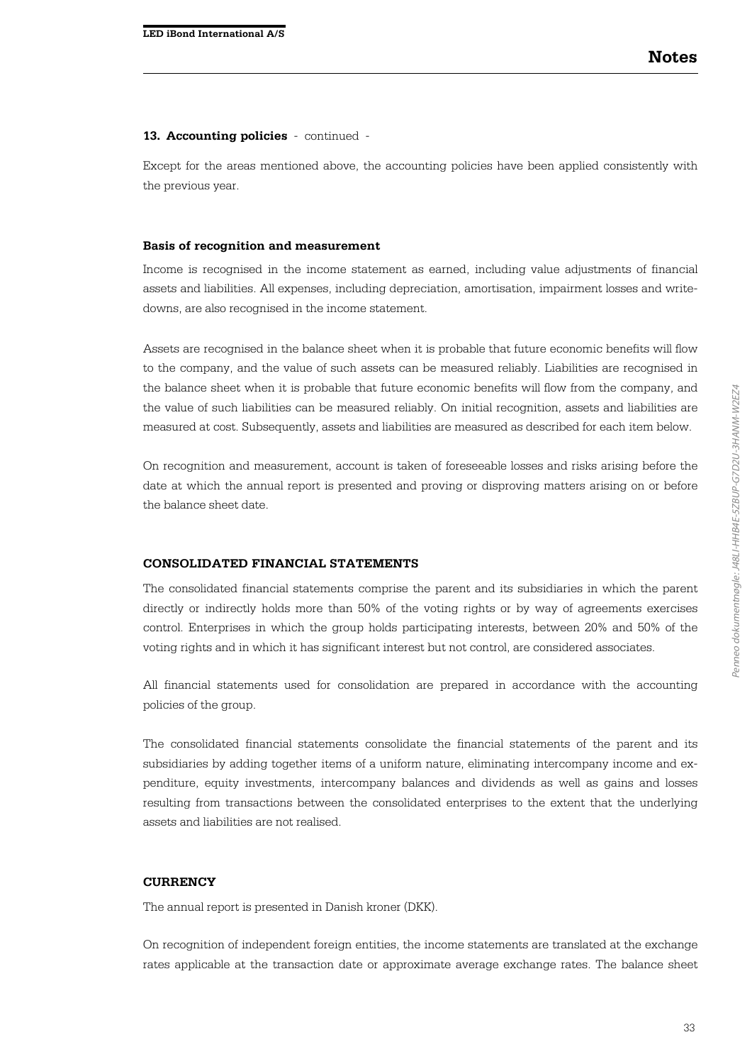**13. Accounting policies** - continued -

Except for the areas mentioned above, the accounting policies have been applied consistently with the previous year.

**Basis of recognition and measurement**

Income is recognised in the income statement as earned, including value adjustments of financial assets and liabilities. All expenses, including depreciation, amortisation, impairment losses and write-downs, are also recognised in the income statement.

Assets are recognised in the balance sheet when it is probable that future economic benefits will flow to the company, and the value of such assets can be measured reliably. Liabilities are recognised in the balance sheet when it is probable that future economic benefits will flow from the company, and the value of such liabilities can be measured reliably. On initial recognition, assets and liabilities are measured at cost. Subsequently, assets and liabilities are measured as described for each item below.

On recognition and measurement, account is taken of foreseeable losses and risks arising before the date at which the annual report is presented and proving or disproving matters arising on or before the balance sheet date.

**CONSOLIDATED FINANCIAL STATEMENTS**

The consolidated financial statements comprise the parent and its subsidiaries in which the parent directly or indirectly holds more than 50% of the voting rights or by way of agreements exercises control. Enterprises in which the group holds participating interests, between 20% and 50% of the voting rights and in which it has significant interest but not control, are considered associates.

All financial statements used for consolidation are prepared in accordance with the accounting policies of the group.

The consolidated financial statements consolidate the financial statements of the parent and its subsidiaries by adding together items of a uniform nature, eliminating intercompany income and expenditure, equity investments, intercompany balances and dividends as well as gains and losses resulting from transactions between the consolidated enterprises to the extent that the underlying assets and liabilities are not realised.

**CURRENCY**

The annual report is presented in Danish kroner (DKK).

On recognition of independent foreign entities, the income statements are translated at the exchange rates applicable at the transaction date or approximate average exchange rates. The balance sheet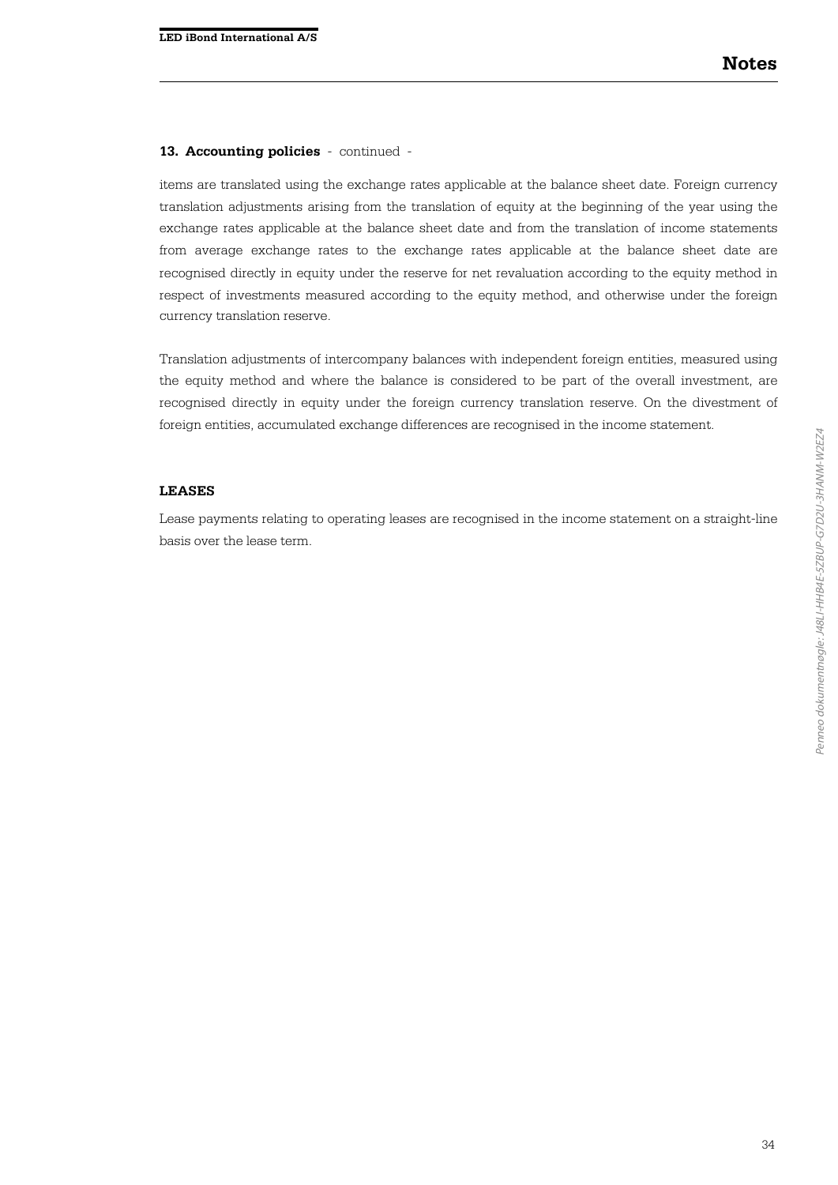**13. Accounting policies** - continued -

items are translated using the exchange rates applicable at the balance sheet date. Foreign currency translation adjustments arising from the translation of equity at the beginning of the year using the exchange rates applicable at the balance sheet date and from the translation of income statements from average exchange rates to the exchange rates applicable at the balance sheet date are recognised directly in equity under the reserve for net revaluation according to the equity method in respect of investments measured according to the equity method, and otherwise under the foreign currency translation reserve.

Translation adjustments of intercompany balances with independent foreign entities, measured using the equity method and where the balance is considered to be part of the overall investment, are recognised directly in equity under the foreign currency translation reserve. On the divestment of foreign entities, accumulated exchange differences are recognised in the income statement.

**LEASES**

Lease payments relating to operating leases are recognised in the income statement on a straight-line basis over the lease term.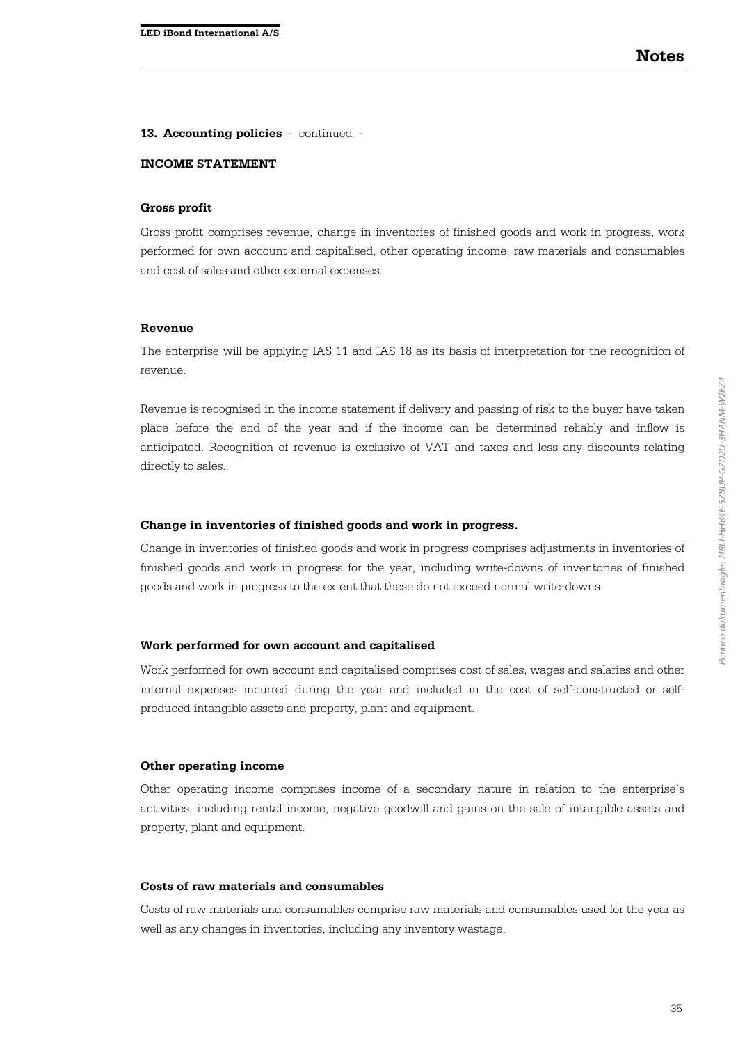**13. Accounting policies** - continued -

**INCOME STATEMENT**

**Gross profit**

Gross profit comprises revenue, change in inventories of finished goods and work in progress, work performed for own account and capitalised, other operating income, raw materials and consumables and cost of sales and other external expenses.

**Revenue**

The enterprise will be applying IAS 11 and IAS 18 as its basis of interpretation for the recognition of revenue.

Revenue is recognised in the income statement if delivery and passing of risk to the buyer have taken place before the end of the year and if the income can be determined reliably and inflow is anticipated. Recognition of revenue is exclusive of VAT and taxes and less any discounts relating directly to sales.

**Change in inventories of finished goods and work in progress.**

Change in inventories of finished goods and work in progress comprises adjustments in inventories of finished goods and work in progress for the year, including write-downs of inventories of finished goods and work in progress to the extent that these do not exceed normal write-downs.

**Work performed for own account and capitalised**

Work performed for own account and capitalised comprises cost of sales, wages and salaries and other internal expenses incurred during the year and included in the cost of self-constructed or self-produced intangible assets and property, plant and equipment.

**Other operating income**

Other operating income comprises income of a secondary nature in relation to the enterprise's activities, including rental income, negative goodwill and gains on the sale of intangible assets and property, plant and equipment.

**Costs of raw materials and consumables**

Costs of raw materials and consumables comprise raw materials and consumables used for the year as well as any changes in inventories, including any inventory wastage.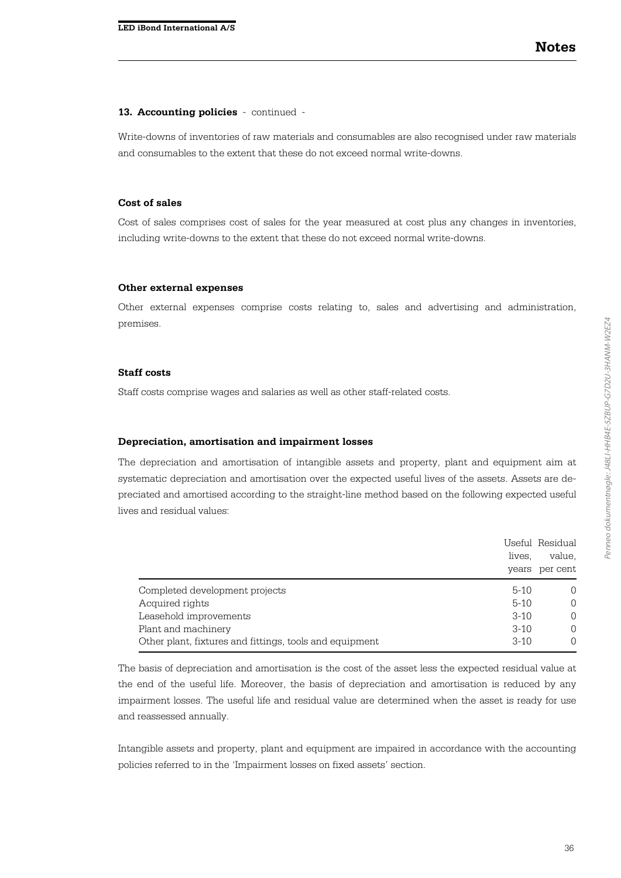### 13. Accounting policies - continued -

Write-downs of inventories of raw materials and consumables are also recognised under raw materials and consumables to the extent that these do not exceed normal write-downs.

#### Cost of sales

Cost of sales comprises cost of sales for the year measured at cost plus any changes in inventories, including write-downs to the extent that these do not exceed normal write-downs.

#### Other external expenses

Other external expenses comprise costs relating to, sales and advertising and administration, premises.

#### Staff costs

Staff costs comprise wages and salaries as well as other staff-related costs.

#### Depreciation, amortisation and impairment losses

The depreciation and amortisation of intangible assets and property, plant and equipment aim at systematic depreciation and amortisation over the expected useful lives of the assets. Assets are depreciated and amortised according to the straight-line method based on the following expected useful lives and residual values:

| | Useful lives, years | Residual value, per cent |
|---|---|---|
| Completed development projects | 5-10 | 0 |
| Acquired rights | 5-10 | 0 |
| Leasehold improvements | 3-10 | 0 |
| Plant and machinery | 3-10 | 0 |
| Other plant, fixtures and fittings, tools and equipment | 3-10 | 0 |

The basis of depreciation and amortisation is the cost of the asset less the expected residual value at the end of the useful life. Moreover, the basis of depreciation and amortisation is reduced by any impairment losses. The useful life and residual value are determined when the asset is ready for use and reassessed annually.

Intangible assets and property, plant and equipment are impaired in accordance with the accounting policies referred to in the 'Impairment losses on fixed assets' section.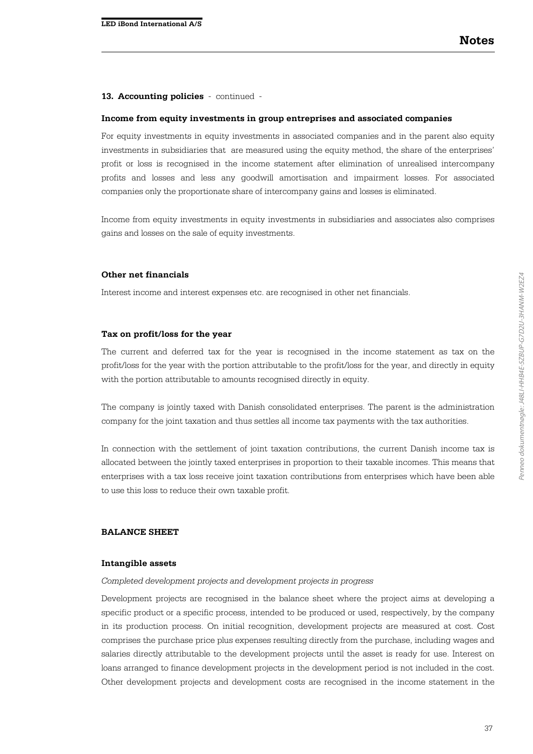**13. Accounting policies** - continued -

#### Income from equity investments in group entreprises and associated companies

For equity investments in equity investments in associated companies and in the parent also equity investments in subsidiaries that are measured using the equity method, the share of the enterprises' profit or loss is recognised in the income statement after elimination of unrealised intercompany profits and losses and less any goodwill amortisation and impairment losses. For associated companies only the proportionate share of intercompany gains and losses is eliminated.

Income from equity investments in equity investments in subsidiaries and associates also comprises gains and losses on the sale of equity investments.

#### Other net financials

Interest income and interest expenses etc. are recognised in other net financials.

#### Tax on profit/loss for the year

The current and deferred tax for the year is recognised in the income statement as tax on the profit/loss for the year with the portion attributable to the profit/loss for the year, and directly in equity with the portion attributable to amounts recognised directly in equity.

The company is jointly taxed with Danish consolidated enterprises. The parent is the administration company for the joint taxation and thus settles all income tax payments with the tax authorities.

In connection with the settlement of joint taxation contributions, the current Danish income tax is allocated between the jointly taxed enterprises in proportion to their taxable incomes. This means that enterprises with a tax loss receive joint taxation contributions from enterprises which have been able to use this loss to reduce their own taxable profit.

### BALANCE SHEET

#### Intangible assets

*Completed development projects and development projects in progress*

Development projects are recognised in the balance sheet where the project aims at developing a specific product or a specific process, intended to be produced or used, respectively, by the company in its production process. On initial recognition, development projects are measured at cost. Cost comprises the purchase price plus expenses resulting directly from the purchase, including wages and salaries directly attributable to the development projects until the asset is ready for use. Interest on loans arranged to finance development projects in the development period is not included in the cost. Other development projects and development costs are recognised in the income statement in the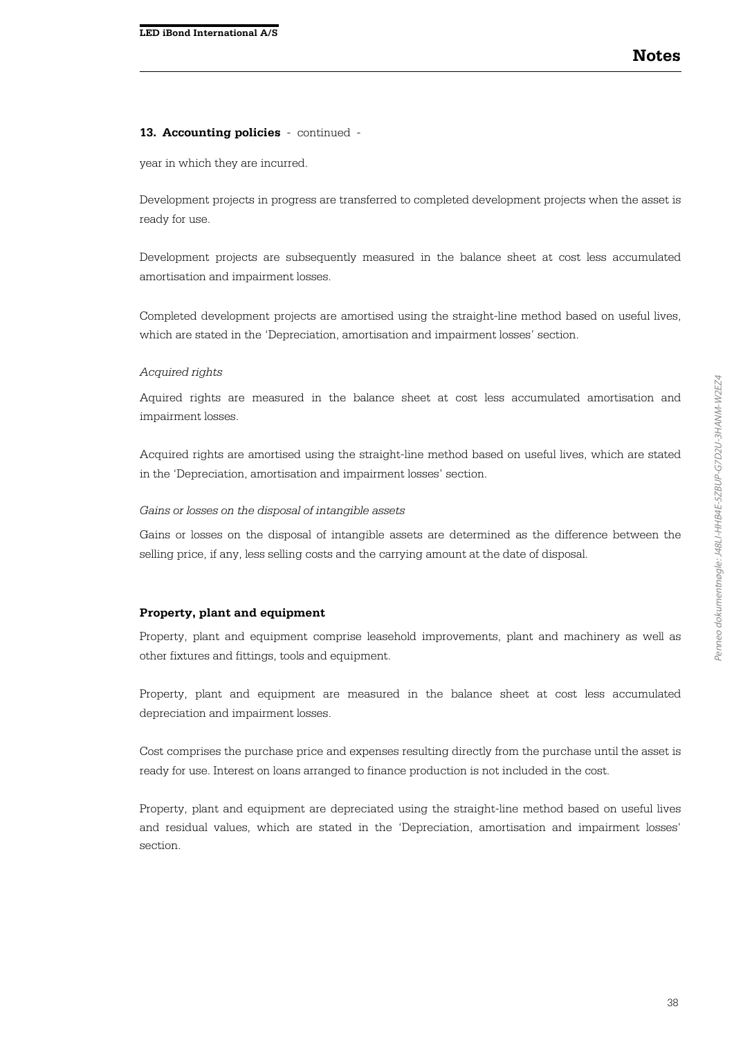**13. Accounting policies** - continued -

year in which they are incurred.

Development projects in progress are transferred to completed development projects when the asset is ready for use.

Development projects are subsequently measured in the balance sheet at cost less accumulated amortisation and impairment losses.

Completed development projects are amortised using the straight-line method based on useful lives, which are stated in the 'Depreciation, amortisation and impairment losses' section.

*Acquired rights*

Aquired rights are measured in the balance sheet at cost less accumulated amortisation and impairment losses.

Acquired rights are amortised using the straight-line method based on useful lives, which are stated in the 'Depreciation, amortisation and impairment losses' section.

*Gains or losses on the disposal of intangible assets*

Gains or losses on the disposal of intangible assets are determined as the difference between the selling price, if any, less selling costs and the carrying amount at the date of disposal.

**Property, plant and equipment**

Property, plant and equipment comprise leasehold improvements, plant and machinery as well as other fixtures and fittings, tools and equipment.

Property, plant and equipment are measured in the balance sheet at cost less accumulated depreciation and impairment losses.

Cost comprises the purchase price and expenses resulting directly from the purchase until the asset is ready for use. Interest on loans arranged to finance production is not included in the cost.

Property, plant and equipment are depreciated using the straight-line method based on useful lives and residual values, which are stated in the 'Depreciation, amortisation and impairment losses' section.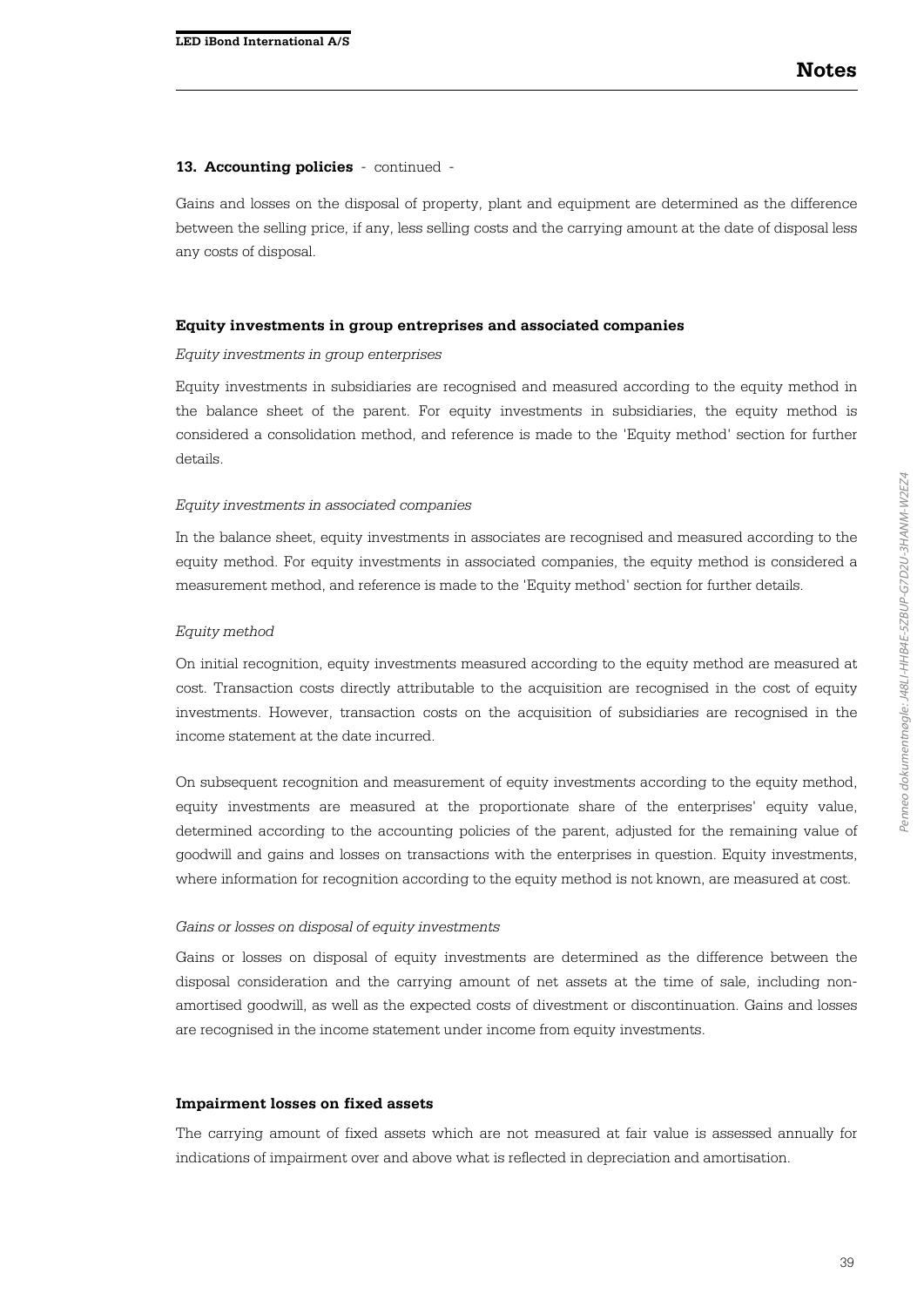**13. Accounting policies** - continued -

Gains and losses on the disposal of property, plant and equipment are determined as the difference between the selling price, if any, less selling costs and the carrying amount at the date of disposal less any costs of disposal.

**Equity investments in group entreprises and associated companies**

*Equity investments in group enterprises*

Equity investments in subsidiaries are recognised and measured according to the equity method in the balance sheet of the parent. For equity investments in subsidiaries, the equity method is considered a consolidation method, and reference is made to the 'Equity method' section for further details.

*Equity investments in associated companies*

In the balance sheet, equity investments in associates are recognised and measured according to the equity method. For equity investments in associated companies, the equity method is considered a measurement method, and reference is made to the 'Equity method' section for further details.

*Equity method*

On initial recognition, equity investments measured according to the equity method are measured at cost. Transaction costs directly attributable to the acquisition are recognised in the cost of equity investments. However, transaction costs on the acquisition of subsidiaries are recognised in the income statement at the date incurred.

On subsequent recognition and measurement of equity investments according to the equity method, equity investments are measured at the proportionate share of the enterprises' equity value, determined according to the accounting policies of the parent, adjusted for the remaining value of goodwill and gains and losses on transactions with the enterprises in question. Equity investments, where information for recognition according to the equity method is not known, are measured at cost.

*Gains or losses on disposal of equity investments*

Gains or losses on disposal of equity investments are determined as the difference between the disposal consideration and the carrying amount of net assets at the time of sale, including non-amortised goodwill, as well as the expected costs of divestment or discontinuation. Gains and losses are recognised in the income statement under income from equity investments.

**Impairment losses on fixed assets**

The carrying amount of fixed assets which are not measured at fair value is assessed annually for indications of impairment over and above what is reflected in depreciation and amortisation.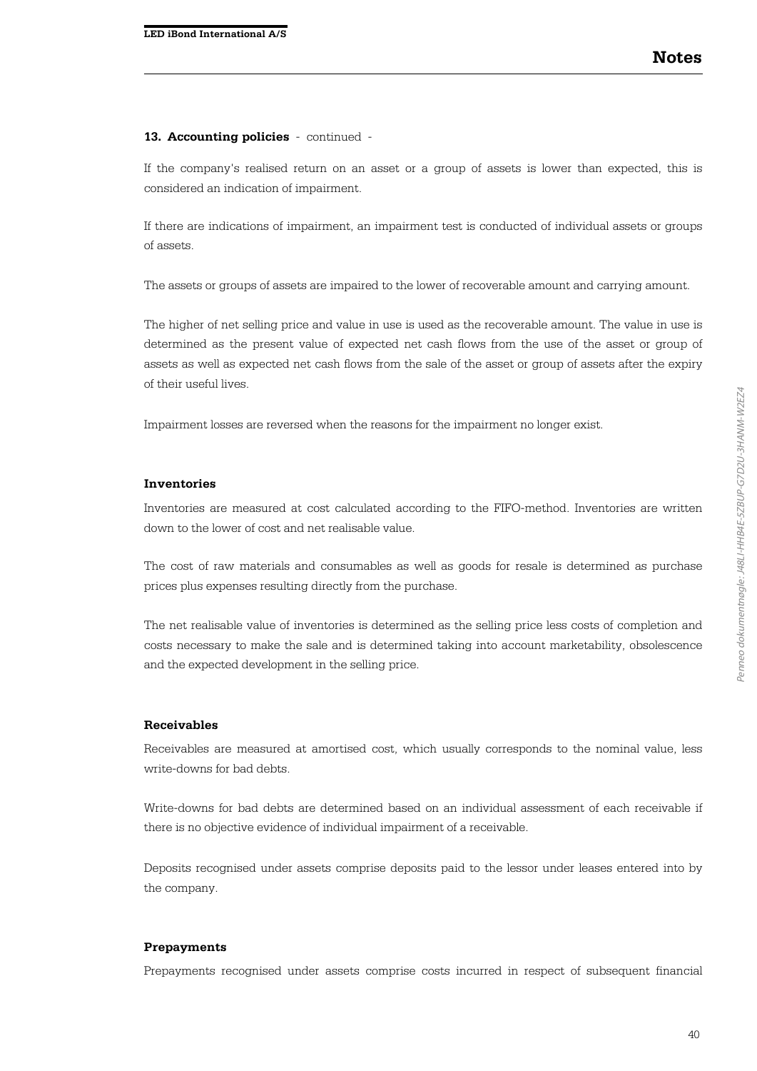**13. Accounting policies** - continued -

If the company's realised return on an asset or a group of assets is lower than expected, this is considered an indication of impairment.

If there are indications of impairment, an impairment test is conducted of individual assets or groups of assets.

The assets or groups of assets are impaired to the lower of recoverable amount and carrying amount.

The higher of net selling price and value in use is used as the recoverable amount. The value in use is determined as the present value of expected net cash flows from the use of the asset or group of assets as well as expected net cash flows from the sale of the asset or group of assets after the expiry of their useful lives.

Impairment losses are reversed when the reasons for the impairment no longer exist.

**Inventories**

Inventories are measured at cost calculated according to the FIFO-method. Inventories are written down to the lower of cost and net realisable value.

The cost of raw materials and consumables as well as goods for resale is determined as purchase prices plus expenses resulting directly from the purchase.

The net realisable value of inventories is determined as the selling price less costs of completion and costs necessary to make the sale and is determined taking into account marketability, obsolescence and the expected development in the selling price.

**Receivables**

Receivables are measured at amortised cost, which usually corresponds to the nominal value, less write-downs for bad debts.

Write-downs for bad debts are determined based on an individual assessment of each receivable if there is no objective evidence of individual impairment of a receivable.

Deposits recognised under assets comprise deposits paid to the lessor under leases entered into by the company.

**Prepayments**

Prepayments recognised under assets comprise costs incurred in respect of subsequent financial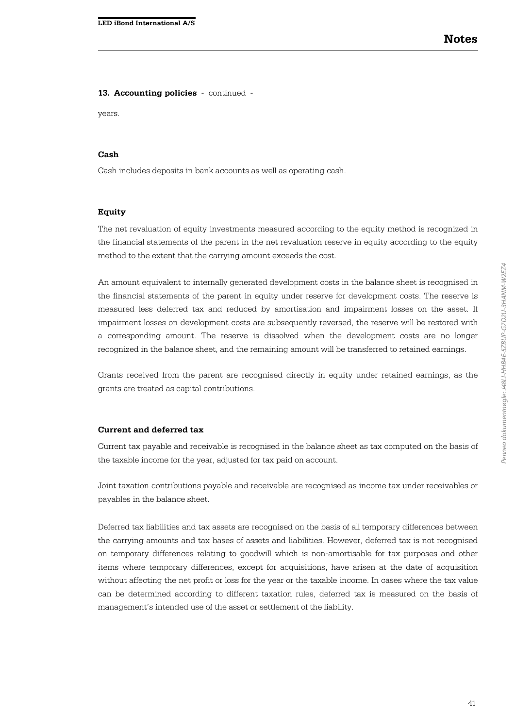**13. Accounting policies** - continued -

years.

### Cash

Cash includes deposits in bank accounts as well as operating cash.

### Equity

The net revaluation of equity investments measured according to the equity method is recognized in the financial statements of the parent in the net revaluation reserve in equity according to the equity method to the extent that the carrying amount exceeds the cost.

An amount equivalent to internally generated development costs in the balance sheet is recognised in the financial statements of the parent in equity under reserve for development costs. The reserve is measured less deferred tax and reduced by amortisation and impairment losses on the asset. If impairment losses on development costs are subsequently reversed, the reserve will be restored with a corresponding amount. The reserve is dissolved when the development costs are no longer recognized in the balance sheet, and the remaining amount will be transferred to retained earnings.

Grants received from the parent are recognised directly in equity under retained earnings, as the grants are treated as capital contributions.

### Current and deferred tax

Current tax payable and receivable is recognised in the balance sheet as tax computed on the basis of the taxable income for the year, adjusted for tax paid on account.

Joint taxation contributions payable and receivable are recognised as income tax under receivables or payables in the balance sheet.

Deferred tax liabilities and tax assets are recognised on the basis of all temporary differences between the carrying amounts and tax bases of assets and liabilities. However, deferred tax is not recognised on temporary differences relating to goodwill which is non-amortisable for tax purposes and other items where temporary differences, except for acquisitions, have arisen at the date of acquisition without affecting the net profit or loss for the year or the taxable income. In cases where the tax value can be determined according to different taxation rules, deferred tax is measured on the basis of management's intended use of the asset or settlement of the liability.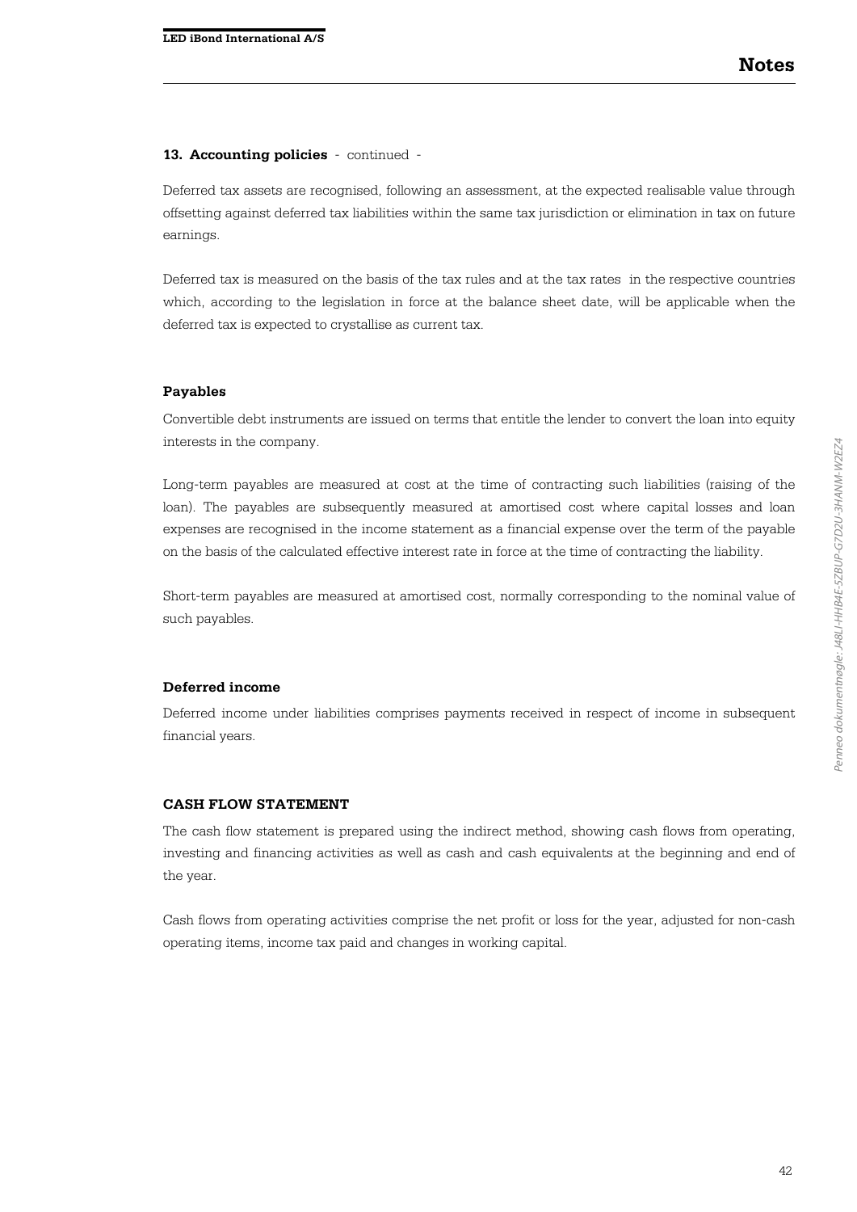**13. Accounting policies** - continued -

Deferred tax assets are recognised, following an assessment, at the expected realisable value through offsetting against deferred tax liabilities within the same tax jurisdiction or elimination in tax on future earnings.

Deferred tax is measured on the basis of the tax rules and at the tax rates in the respective countries which, according to the legislation in force at the balance sheet date, will be applicable when the deferred tax is expected to crystallise as current tax.

### Payables

Convertible debt instruments are issued on terms that entitle the lender to convert the loan into equity interests in the company.

Long-term payables are measured at cost at the time of contracting such liabilities (raising of the loan). The payables are subsequently measured at amortised cost where capital losses and loan expenses are recognised in the income statement as a financial expense over the term of the payable on the basis of the calculated effective interest rate in force at the time of contracting the liability.

Short-term payables are measured at amortised cost, normally corresponding to the nominal value of such payables.

### Deferred income

Deferred income under liabilities comprises payments received in respect of income in subsequent financial years.

### CASH FLOW STATEMENT

The cash flow statement is prepared using the indirect method, showing cash flows from operating, investing and financing activities as well as cash and cash equivalents at the beginning and end of the year.

Cash flows from operating activities comprise the net profit or loss for the year, adjusted for non-cash operating items, income tax paid and changes in working capital.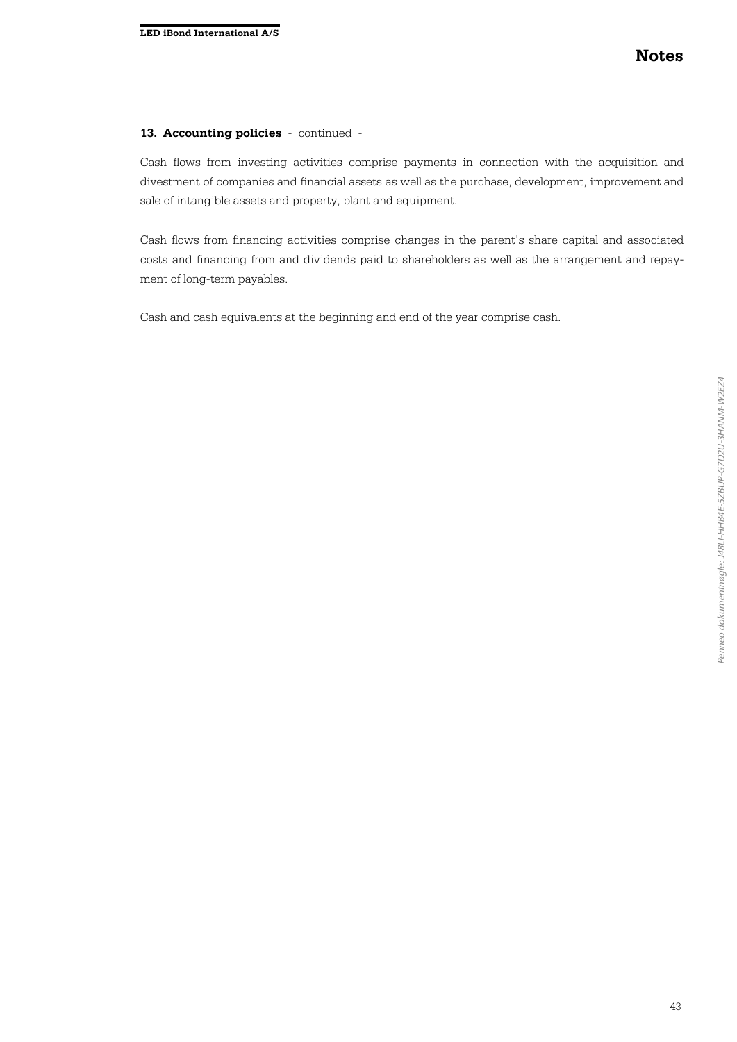## 13. Accounting policies - continued -

Cash flows from investing activities comprise payments in connection with the acquisition and divestment of companies and financial assets as well as the purchase, development, improvement and sale of intangible assets and property, plant and equipment.

Cash flows from financing activities comprise changes in the parent's share capital and associated costs and financing from and dividends paid to shareholders as well as the arrangement and repayment of long-term payables.

Cash and cash equivalents at the beginning and end of the year comprise cash.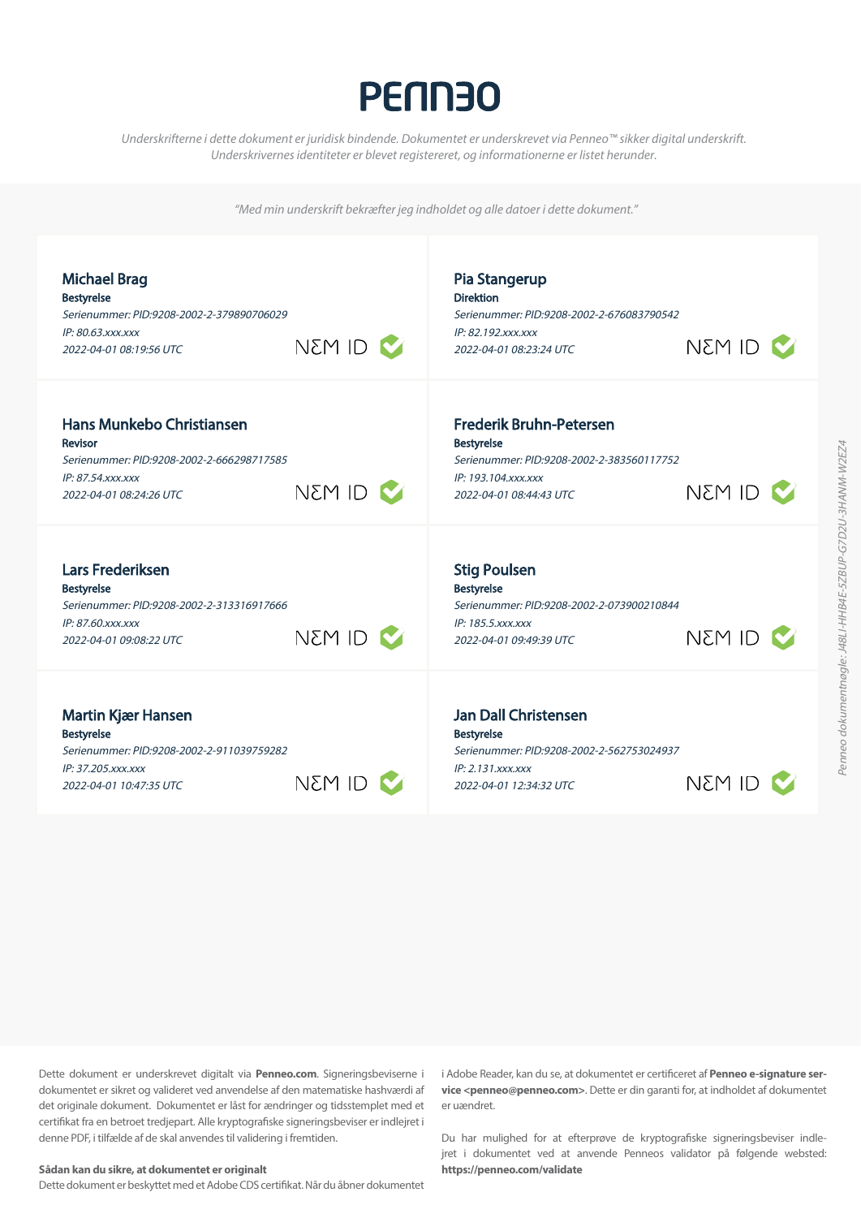# PENN30

*Underskrifterne i dette dokument er juridisk bindende. Dokumentet er underskrevet via Penneo™ sikker digital underskrift. Underskrivernes identiteter er blevet registereret, og informationerne er listet herunder.*

*"Med min underskrift bekræfter jeg indholdet og alle datoer i dette dokument."*

**Michael Brag**
**Bestyrelse**
*Serienummer: PID:9208-2002-2-379890706029*
*IP: 80.63.xxx.xxx*
*2022-04-01 08:19:56 UTC*
NEM ID

**Pia Stangerup**
**Direktion**
*Serienummer: PID:9208-2002-2-676083790542*
*IP: 82.192.xxx.xxx*
*2022-04-01 08:23:24 UTC*
NEM ID

**Hans Munkebo Christiansen**
**Revisor**
*Serienummer: PID:9208-2002-2-666298717585*
*IP: 87.54.xxx.xxx*
*2022-04-01 08:24:26 UTC*
NEM ID

**Frederik Bruhn-Petersen**
**Bestyrelse**
*Serienummer: PID:9208-2002-2-383560117752*
*IP: 193.104.xxx.xxx*
*2022-04-01 08:44:43 UTC*
NEM ID

**Lars Frederiksen**
**Bestyrelse**
*Serienummer: PID:9208-2002-2-313316917666*
*IP: 87.60.xxx.xxx*
*2022-04-01 09:08:22 UTC*
NEM ID

**Stig Poulsen**
**Bestyrelse**
*Serienummer: PID:9208-2002-2-073900210844*
*IP: 185.5.xxx.xxx*
*2022-04-01 09:49:39 UTC*
NEM ID

**Martin Kjær Hansen**
**Bestyrelse**
*Serienummer: PID:9208-2002-2-911039759282*
*IP: 37.205.xxx.xxx*
*2022-04-01 10:47:35 UTC*
NEM ID

**Jan Dall Christensen**
**Bestyrelse**
*Serienummer: PID:9208-2002-2-562753024937*
*IP: 2.131.xxx.xxx*
*2022-04-01 12:34:32 UTC*
NEM ID

*Penneo dokumentnøgle: J48LI-HHB4E-5ZBUP-G7D2U-3HANM-W2EZ4*

Dette dokument er underskrevet digitalt via **Penneo.com**. Signeringsbeviserne i dokumentet er sikret og valideret ved anvendelse af den matematiske hashværdi af det originale dokument. Dokumentet er låst for ændringer og tidsstemplet med et certifikat fra en betroet tredjepart. Alle kryptografiske signeringsbeviser er indlejret i denne PDF, i tilfælde af de skal anvendes til validering i fremtiden.

**Sådan kan du sikre, at dokumentet er originalt**

Dette dokument er beskyttet med et Adobe CDS certifikat. Når du åbner dokumentet i Adobe Reader, kan du se, at dokumentet er certificeret af **Penneo e-signature service <penneo@penneo.com>**. Dette er din garanti for, at indholdet af dokumentet er uændret.

Du har mulighed for at efterprøve de kryptografiske signeringsbeviser indlejret i dokumentet ved at anvende Penneos validator på følgende websted: **https://penneo.com/validate**